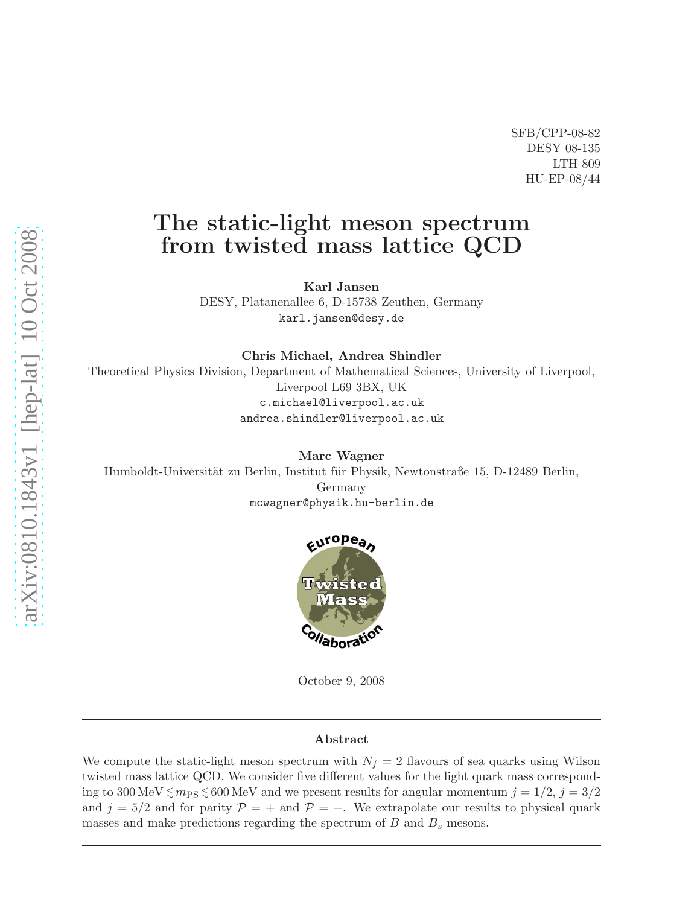SFB/CPP-08-82
DESY 08-135
LTH 809
HU-EP-08/44

# The static-light meson spectrum from twisted mass lattice QCD

**Karl Jansen**
DESY, Platanenallee 6, D-15738 Zeuthen, Germany
karl.jansen@desy.de

**Chris Michael, Andrea Shindler**
Theoretical Physics Division, Department of Mathematical Sciences, University of Liverpool, Liverpool L69 3BX, UK
c.michael@liverpool.ac.uk
andrea.shindler@liverpool.ac.uk

**Marc Wagner**
Humboldt-Universität zu Berlin, Institut für Physik, Newtonstraße 15, D-12489 Berlin, Germany
mcwagner@physik.hu-berlin.de

European Twisted Mass Collaboration

October 9, 2008

## Abstract

We compute the static-light meson spectrum with $N_f = 2$ flavours of sea quarks using Wilson twisted mass lattice QCD. We consider five different values for the light quark mass corresponding to $300\,\mathrm{MeV} \lesssim m_{\mathrm{PS}} \lesssim 600\,\mathrm{MeV}$ and we present results for angular momentum $j = 1/2$, $j = 3/2$ and $j = 5/2$ and for parity $\mathcal{P} = +$ and $\mathcal{P} = -$. We extrapolate our results to physical quark masses and make predictions regarding the spectrum of $B$ and $B_s$ mesons.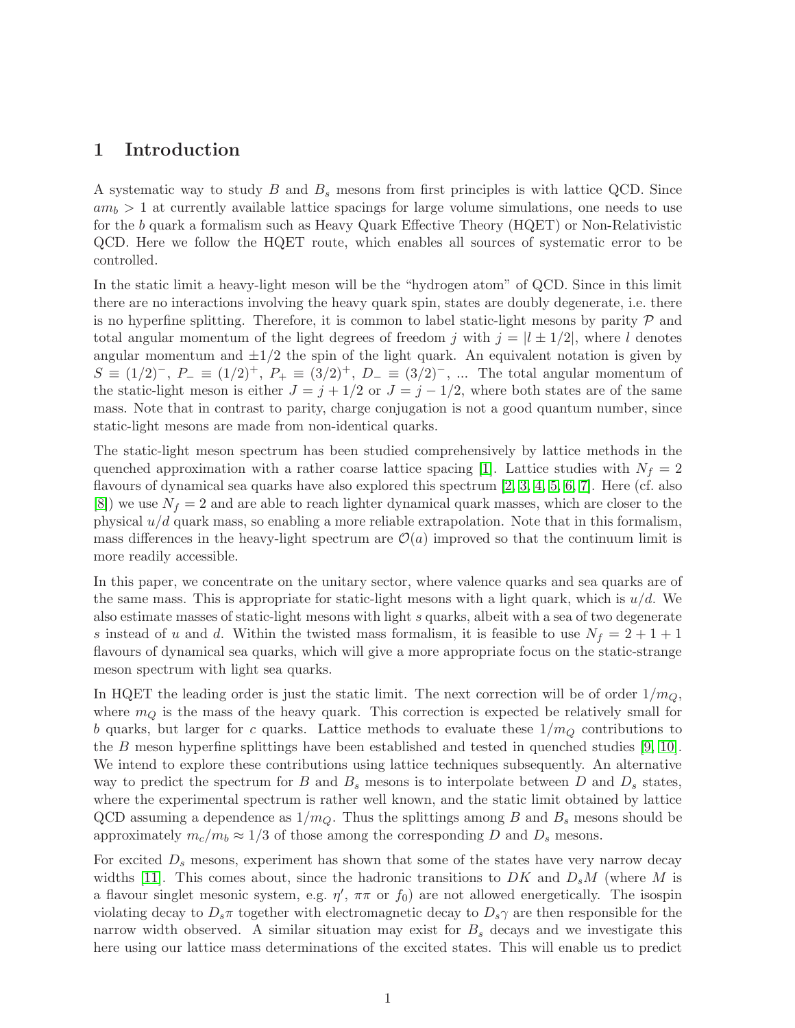# 1 Introduction

A systematic way to study $B$ and $B_s$ mesons from first principles is with lattice QCD. Since $am_b > 1$ at currently available lattice spacings for large volume simulations, one needs to use for the $b$ quark a formalism such as Heavy Quark Effective Theory (HQET) or Non-Relativistic QCD. Here we follow the HQET route, which enables all sources of systematic error to be controlled.

In the static limit a heavy-light meson will be the "hydrogen atom" of QCD. Since in this limit there are no interactions involving the heavy quark spin, states are doubly degenerate, i.e. there is no hyperfine splitting. Therefore, it is common to label static-light mesons by parity $\mathcal{P}$ and total angular momentum of the light degrees of freedom $j$ with $j = |l \pm 1/2|$, where $l$ denotes angular momentum and $\pm 1/2$ the spin of the light quark. An equivalent notation is given by $S \equiv (1/2)^-$, $P_- \equiv (1/2)^+$, $P_+ \equiv (3/2)^+$, $D_- \equiv (3/2)^-$, ... The total angular momentum of the static-light meson is either $J = j + 1/2$ or $J = j - 1/2$, where both states are of the same mass. Note that in contrast to parity, charge conjugation is not a good quantum number, since static-light mesons are made from non-identical quarks.

The static-light meson spectrum has been studied comprehensively by lattice methods in the quenched approximation with a rather coarse lattice spacing [1]. Lattice studies with $N_f = 2$ flavours of dynamical sea quarks have also explored this spectrum [2, 3, 4, 5, 6, 7]. Here (cf. also [8]) we use $N_f = 2$ and are able to reach lighter dynamical quark masses, which are closer to the physical $u/d$ quark mass, so enabling a more reliable extrapolation. Note that in this formalism, mass differences in the heavy-light spectrum are $\mathcal{O}(a)$ improved so that the continuum limit is more readily accessible.

In this paper, we concentrate on the unitary sector, where valence quarks and sea quarks are of the same mass. This is appropriate for static-light mesons with a light quark, which is $u/d$. We also estimate masses of static-light mesons with light $s$ quarks, albeit with a sea of two degenerate $s$ instead of $u$ and $d$. Within the twisted mass formalism, it is feasible to use $N_f = 2 + 1 + 1$ flavours of dynamical sea quarks, which will give a more appropriate focus on the static-strange meson spectrum with light sea quarks.

In HQET the leading order is just the static limit. The next correction will be of order $1/m_Q$, where $m_Q$ is the mass of the heavy quark. This correction is expected be relatively small for $b$ quarks, but larger for $c$ quarks. Lattice methods to evaluate these $1/m_Q$ contributions to the $B$ meson hyperfine splittings have been established and tested in quenched studies [9, 10]. We intend to explore these contributions using lattice techniques subsequently. An alternative way to predict the spectrum for $B$ and $B_s$ mesons is to interpolate between $D$ and $D_s$ states, where the experimental spectrum is rather well known, and the static limit obtained by lattice QCD assuming a dependence as $1/m_Q$. Thus the splittings among $B$ and $B_s$ mesons should be approximately $m_c/m_b \approx 1/3$ of those among the corresponding $D$ and $D_s$ mesons.

For excited $D_s$ mesons, experiment has shown that some of the states have very narrow decay widths [11]. This comes about, since the hadronic transitions to $DK$ and $D_sM$ (where $M$ is a flavour singlet mesonic system, e.g. $\eta'$, $\pi\pi$ or $f_0$) are not allowed energetically. The isospin violating decay to $D_s\pi$ together with electromagnetic decay to $D_s\gamma$ are then responsible for the narrow width observed. A similar situation may exist for $B_s$ decays and we investigate this here using our lattice mass determinations of the excited states. This will enable us to predict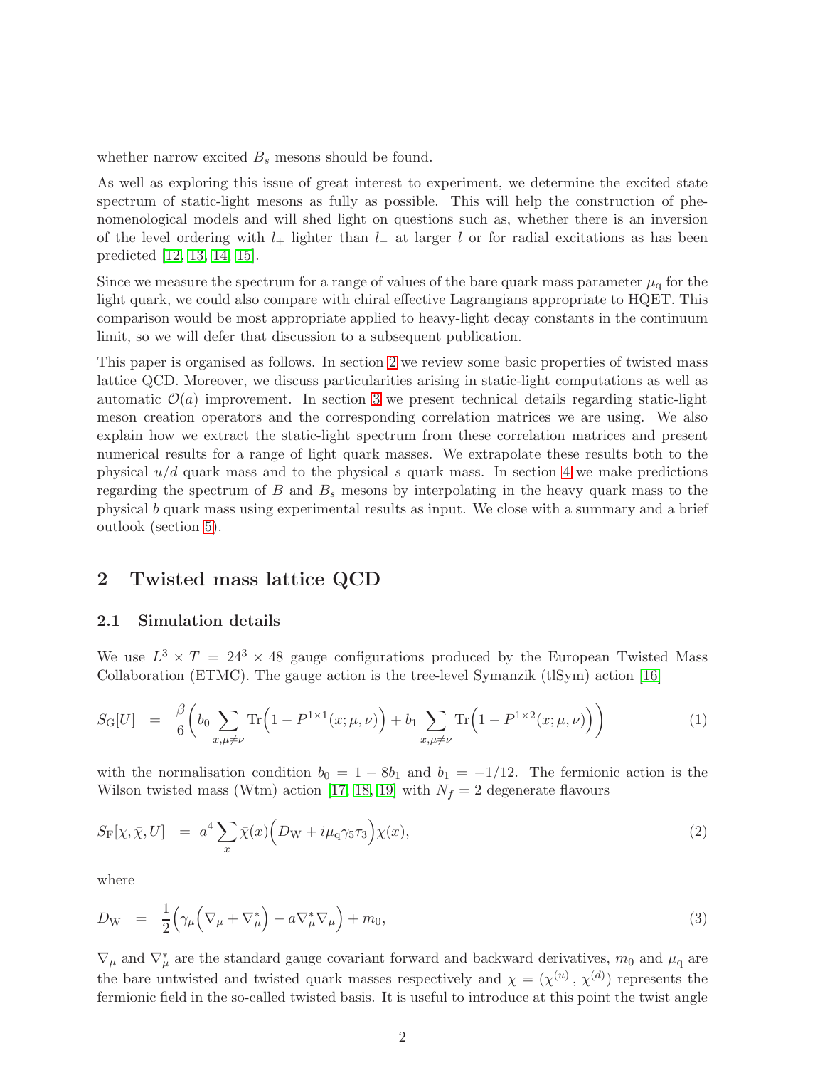whether narrow excited $B_s$ mesons should be found.

As well as exploring this issue of great interest to experiment, we determine the excited state spectrum of static-light mesons as fully as possible. This will help the construction of phenomenological models and will shed light on questions such as, whether there is an inversion of the level ordering with $l_+$ lighter than $l_-$ at larger $l$ or for radial excitations as has been predicted [12, 13, 14, 15].

Since we measure the spectrum for a range of values of the bare quark mass parameter $\mu_\mathrm{q}$ for the light quark, we could also compare with chiral effective Lagrangians appropriate to HQET. This comparison would be most appropriate applied to heavy-light decay constants in the continuum limit, so we will defer that discussion to a subsequent publication.

This paper is organised as follows. In section 2 we review some basic properties of twisted mass lattice QCD. Moreover, we discuss particularities arising in static-light computations as well as automatic $\mathcal{O}(a)$ improvement. In section 3 we present technical details regarding static-light meson creation operators and the corresponding correlation matrices we are using. We also explain how we extract the static-light spectrum from these correlation matrices and present numerical results for a range of light quark masses. We extrapolate these results both to the physical $u/d$ quark mass and to the physical $s$ quark mass. In section 4 we make predictions regarding the spectrum of $B$ and $B_s$ mesons by interpolating in the heavy quark mass to the physical $b$ quark mass using experimental results as input. We close with a summary and a brief outlook (section 5).

## 2 Twisted mass lattice QCD

### 2.1 Simulation details

We use $L^3 \times T = 24^3 \times 48$ gauge configurations produced by the European Twisted Mass Collaboration (ETMC). The gauge action is the tree-level Symanzik (tlSym) action [16]

$$S_\mathrm{G}[U] \;\; = \;\; \frac{\beta}{6}\bigg(b_0 \sum_{x,\mu\neq\nu} \mathrm{Tr}\Big(1 - P^{1\times 1}(x;\mu,\nu)\Big) + b_1 \sum_{x,\mu\neq\nu} \mathrm{Tr}\Big(1 - P^{1\times 2}(x;\mu,\nu)\Big)\bigg) \tag{1}$$

with the normalisation condition $b_0 = 1 - 8b_1$ and $b_1 = -1/12$. The fermionic action is the Wilson twisted mass (Wtm) action [17, 18, 19] with $N_f = 2$ degenerate flavours

$$S_\mathrm{F}[\chi,\bar{\chi},U] \;\; = \;\; a^4 \sum_x \bar{\chi}(x)\Big(D_\mathrm{W} + i\mu_\mathrm{q}\gamma_5\tau_3\Big)\chi(x), \tag{2}$$

where

$$D_\mathrm{W} \;\; = \;\; \frac{1}{2}\Big(\gamma_\mu\Big(\nabla_\mu + \nabla^*_\mu\Big) - a\nabla^*_\mu\nabla_\mu\Big) + m_0, \tag{3}$$

$\nabla_\mu$ and $\nabla^*_\mu$ are the standard gauge covariant forward and backward derivatives, $m_0$ and $\mu_\mathrm{q}$ are the bare untwisted and twisted quark masses respectively and $\chi = (\chi^{(u)}\,,\,\chi^{(d)})$ represents the fermionic field in the so-called twisted basis. It is useful to introduce at this point the twist angle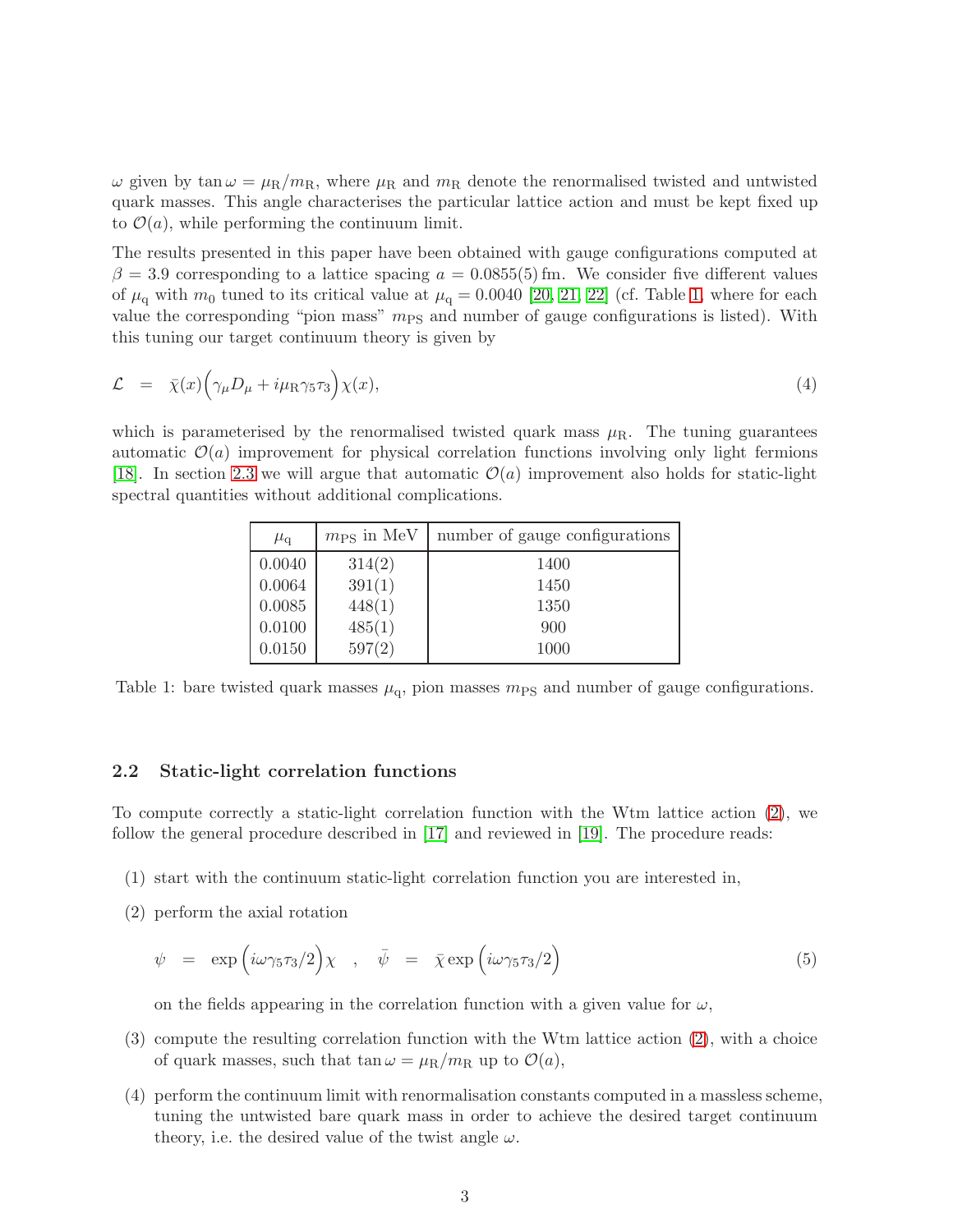$\omega$ given by $\tan\omega = \mu_\mathrm{R}/m_\mathrm{R}$, where $\mu_\mathrm{R}$ and $m_\mathrm{R}$ denote the renormalised twisted and untwisted quark masses. This angle characterises the particular lattice action and must be kept fixed up to $\mathcal{O}(a)$, while performing the continuum limit.

The results presented in this paper have been obtained with gauge configurations computed at $\beta = 3.9$ corresponding to a lattice spacing $a = 0.0855(5)\,\mathrm{fm}$. We consider five different values of $\mu_\mathrm{q}$ with $m_0$ tuned to its critical value at $\mu_\mathrm{q} = 0.0040$ [20, 21, 22] (cf. Table 1, where for each value the corresponding "pion mass" $m_\mathrm{PS}$ and number of gauge configurations is listed). With this tuning our target continuum theory is given by

$$\mathcal{L} \;\; = \;\; \bar{\chi}(x)\Big(\gamma_\mu D_\mu + i\mu_\mathrm{R}\gamma_5\tau_3\Big)\chi(x), \tag{4}$$

which is parameterised by the renormalised twisted quark mass $\mu_\mathrm{R}$. The tuning guarantees automatic $\mathcal{O}(a)$ improvement for physical correlation functions involving only light fermions [18]. In section 2.3 we will argue that automatic $\mathcal{O}(a)$ improvement also holds for static-light spectral quantities without additional complications.

| $\mu_\mathrm{q}$ | $m_\mathrm{PS}$ in MeV | number of gauge configurations |
|---|---|---|
| 0.0040 | 314(2) | 1400 |
| 0.0064 | 391(1) | 1450 |
| 0.0085 | 448(1) | 1350 |
| 0.0100 | 485(1) | 900 |
| 0.0150 | 597(2) | 1000 |

Table 1: bare twisted quark masses $\mu_\mathrm{q}$, pion masses $m_\mathrm{PS}$ and number of gauge configurations.

### 2.2 Static-light correlation functions

To compute correctly a static-light correlation function with the Wtm lattice action (2), we follow the general procedure described in [17] and reviewed in [19]. The procedure reads:

(1) start with the continuum static-light correlation function you are interested in,

(2) perform the axial rotation

$$\psi \;\; = \;\; \exp\Big(i\omega\gamma_5\tau_3/2\Big)\chi \quad , \quad \bar{\psi} \;\; = \;\; \bar{\chi}\exp\Big(i\omega\gamma_5\tau_3/2\Big) \tag{5}$$

on the fields appearing in the correlation function with a given value for $\omega$,

(3) compute the resulting correlation function with the Wtm lattice action (2), with a choice of quark masses, such that $\tan\omega = \mu_\mathrm{R}/m_\mathrm{R}$ up to $\mathcal{O}(a)$,

(4) perform the continuum limit with renormalisation constants computed in a massless scheme, tuning the untwisted bare quark mass in order to achieve the desired target continuum theory, i.e. the desired value of the twist angle $\omega$.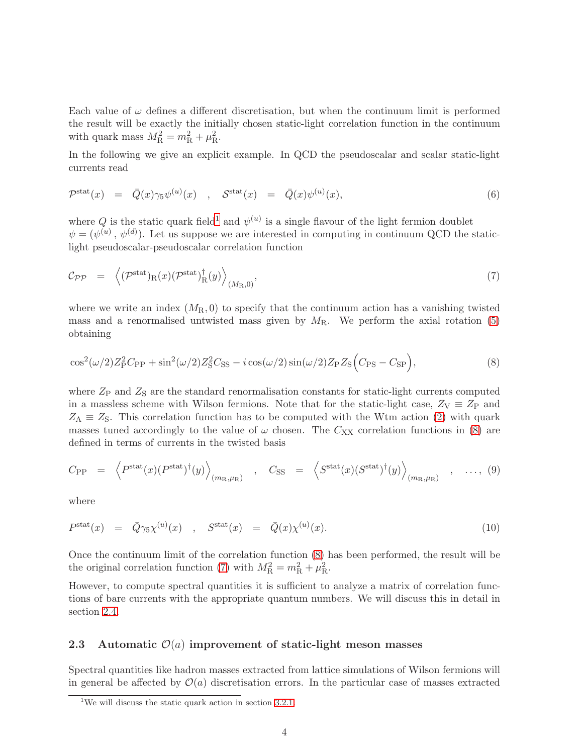Each value of $\omega$ defines a different discretisation, but when the continuum limit is performed the result will be exactly the initially chosen static-light correlation function in the continuum with quark mass $M_{\rm R}^2 = m_{\rm R}^2 + \mu_{\rm R}^2$.

In the following we give an explicit example. In QCD the pseudoscalar and scalar static-light currents read

$$\mathcal{P}^{\rm stat}(x) \;=\; \bar{Q}(x)\gamma_5\psi^{(u)}(x) \quad , \quad \mathcal{S}^{\rm stat}(x) \;=\; \bar{Q}(x)\psi^{(u)}(x), \tag{6}$$

where $Q$ is the static quark field[1] and $\psi^{(u)}$ is a single flavour of the light fermion doublet $\psi = (\psi^{(u)}\,,\,\psi^{(d)})$. Let us suppose we are interested in computing in continuum QCD the static-light pseudoscalar-pseudoscalar correlation function

$$\mathcal{C}_{\mathcal{PP}} \;=\; \Big\langle (\mathcal{P}^{\rm stat})_{\rm R}(x)(\mathcal{P}^{\rm stat})^{\dagger}_{\rm R}(y)\Big\rangle_{(M_{\rm R},0)}, \tag{7}$$

where we write an index $(M_{\rm R},0)$ to specify that the continuum action has a vanishing twisted mass and a renormalised untwisted mass given by $M_{\rm R}$. We perform the axial rotation (5) obtaining

$$\cos^2(\omega/2)Z_{\rm P}^2 C_{\rm PP} + \sin^2(\omega/2)Z_{\rm S}^2 C_{\rm SS} - i\cos(\omega/2)\sin(\omega/2)Z_{\rm P}Z_{\rm S}\Big(C_{\rm PS} - C_{\rm SP}\Big), \tag{8}$$

where $Z_{\rm P}$ and $Z_{\rm S}$ are the standard renormalisation constants for static-light currents computed in a massless scheme with Wilson fermions. Note that for the static-light case, $Z_{\rm V} \equiv Z_{\rm P}$ and $Z_{\rm A} \equiv Z_{\rm S}$. This correlation function has to be computed with the Wtm action (2) with quark masses tuned accordingly to the value of $\omega$ chosen. The $C_{\rm XX}$ correlation functions in (8) are defined in terms of currents in the twisted basis

$$C_{\rm PP} \;=\; \Big\langle P^{\rm stat}(x)(P^{\rm stat})^{\dagger}(y)\Big\rangle_{(m_{\rm R},\mu_{\rm R})} \quad , \quad C_{\rm SS} \;=\; \Big\langle S^{\rm stat}(x)(S^{\rm stat})^{\dagger}(y)\Big\rangle_{(m_{\rm R},\mu_{\rm R})} \quad , \quad \ldots, \tag{9}$$

where

$$P^{\rm stat}(x) \;=\; \bar{Q}\gamma_5\chi^{(u)}(x) \quad , \quad S^{\rm stat}(x) \;=\; \bar{Q}(x)\chi^{(u)}(x). \tag{10}$$

Once the continuum limit of the correlation function (8) has been performed, the result will be the original correlation function (7) with $M_{\rm R}^2 = m_{\rm R}^2 + \mu_{\rm R}^2$.

However, to compute spectral quantities it is sufficient to analyze a matrix of correlation functions of bare currents with the appropriate quantum numbers. We will discuss this in detail in section 2.4.

### 2.3 Automatic $\mathcal{O}(a)$ improvement of static-light meson masses

Spectral quantities like hadron masses extracted from lattice simulations of Wilson fermions will in general be affected by $\mathcal{O}(a)$ discretisation errors. In the particular case of masses extracted

[1] We will discuss the static quark action in section 3.2.1.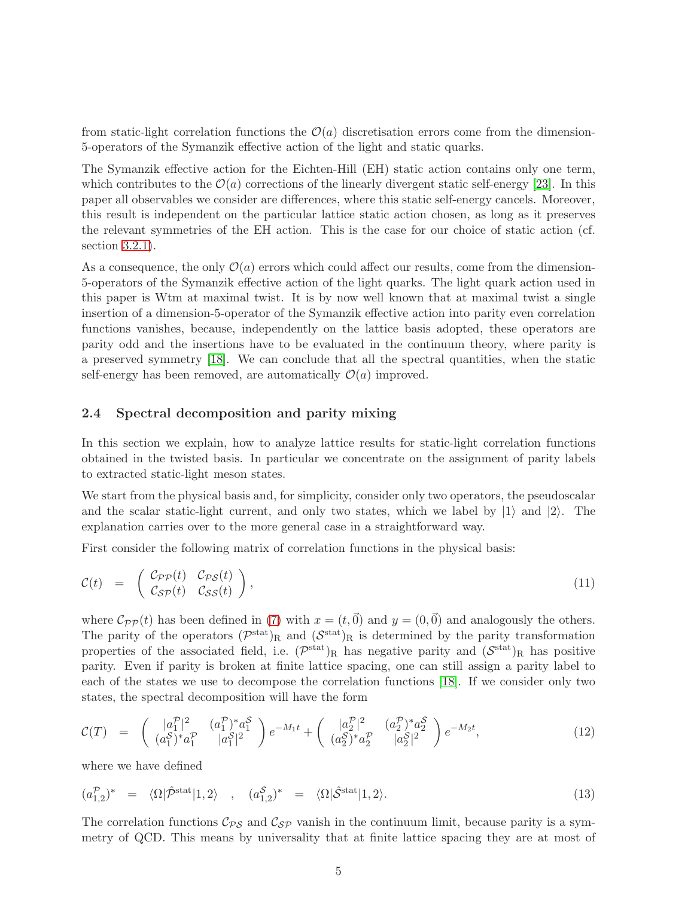from static-light correlation functions the $\mathcal{O}(a)$ discretisation errors come from the dimension-5-operators of the Symanzik effective action of the light and static quarks.

The Symanzik effective action for the Eichten-Hill (EH) static action contains only one term, which contributes to the $\mathcal{O}(a)$ corrections of the linearly divergent static self-energy [23]. In this paper all observables we consider are differences, where this static self-energy cancels. Moreover, this result is independent on the particular lattice static action chosen, as long as it preserves the relevant symmetries of the EH action. This is the case for our choice of static action (cf. section 3.2.1).

As a consequence, the only $\mathcal{O}(a)$ errors which could affect our results, come from the dimension-5-operators of the Symanzik effective action of the light quarks. The light quark action used in this paper is Wtm at maximal twist. It is by now well known that at maximal twist a single insertion of a dimension-5-operator of the Symanzik effective action into parity even correlation functions vanishes, because, independently on the lattice basis adopted, these operators are parity odd and the insertions have to be evaluated in the continuum theory, where parity is a preserved symmetry [18]. We can conclude that all the spectral quantities, when the static self-energy has been removed, are automatically $\mathcal{O}(a)$ improved.

### 2.4 Spectral decomposition and parity mixing

In this section we explain, how to analyze lattice results for static-light correlation functions obtained in the twisted basis. In particular we concentrate on the assignment of parity labels to extracted static-light meson states.

We start from the physical basis and, for simplicity, consider only two operators, the pseudoscalar and the scalar static-light current, and only two states, which we label by $|1\rangle$ and $|2\rangle$. The explanation carries over to the more general case in a straightforward way.

First consider the following matrix of correlation functions in the physical basis:

$$\mathcal{C}(t) \quad = \quad \begin{pmatrix} \mathcal{C}_{\mathcal{PP}}(t) & \mathcal{C}_{\mathcal{PS}}(t) \\ \mathcal{C}_{\mathcal{SP}}(t) & \mathcal{C}_{\mathcal{SS}}(t) \end{pmatrix}, \tag{11}$$

where $\mathcal{C}_{\mathcal{PP}}(t)$ has been defined in (7) with $x = (t, \vec{0})$ and $y = (0, \vec{0})$ and analogously the others. The parity of the operators $(\mathcal{P}^{\mathrm{stat}})_{\mathrm{R}}$ and $(\mathcal{S}^{\mathrm{stat}})_{\mathrm{R}}$ is determined by the parity transformation properties of the associated field, i.e. $(\mathcal{P}^{\mathrm{stat}})_{\mathrm{R}}$ has negative parity and $(\mathcal{S}^{\mathrm{stat}})_{\mathrm{R}}$ has positive parity. Even if parity is broken at finite lattice spacing, one can still assign a parity label to each of the states we use to decompose the correlation functions [18]. If we consider only two states, the spectral decomposition will have the form

$$\mathcal{C}(T) \quad = \quad \begin{pmatrix} |a_1^{\mathcal{P}}|^2 & (a_1^{\mathcal{P}})^* a_1^{\mathcal{S}} \\ (a_1^{\mathcal{S}})^* a_1^{\mathcal{P}} & |a_1^{\mathcal{S}}|^2 \end{pmatrix} e^{-M_1 t} + \begin{pmatrix} |a_2^{\mathcal{P}}|^2 & (a_2^{\mathcal{P}})^* a_2^{\mathcal{S}} \\ (a_2^{\mathcal{S}})^* a_2^{\mathcal{P}} & |a_2^{\mathcal{S}}|^2 \end{pmatrix} e^{-M_2 t}, \tag{12}$$

where we have defined

$$(a_{1,2}^{\mathcal{P}})^* \quad = \quad \langle \Omega | \hat{\mathcal{P}}^{\mathrm{stat}} | 1, 2 \rangle \quad , \quad (a_{1,2}^{\mathcal{S}})^* \quad = \quad \langle \Omega | \hat{\mathcal{S}}^{\mathrm{stat}} | 1, 2 \rangle. \tag{13}$$

The correlation functions $\mathcal{C}_{\mathcal{PS}}$ and $\mathcal{C}_{\mathcal{SP}}$ vanish in the continuum limit, because parity is a symmetry of QCD. This means by universality that at finite lattice spacing they are at most of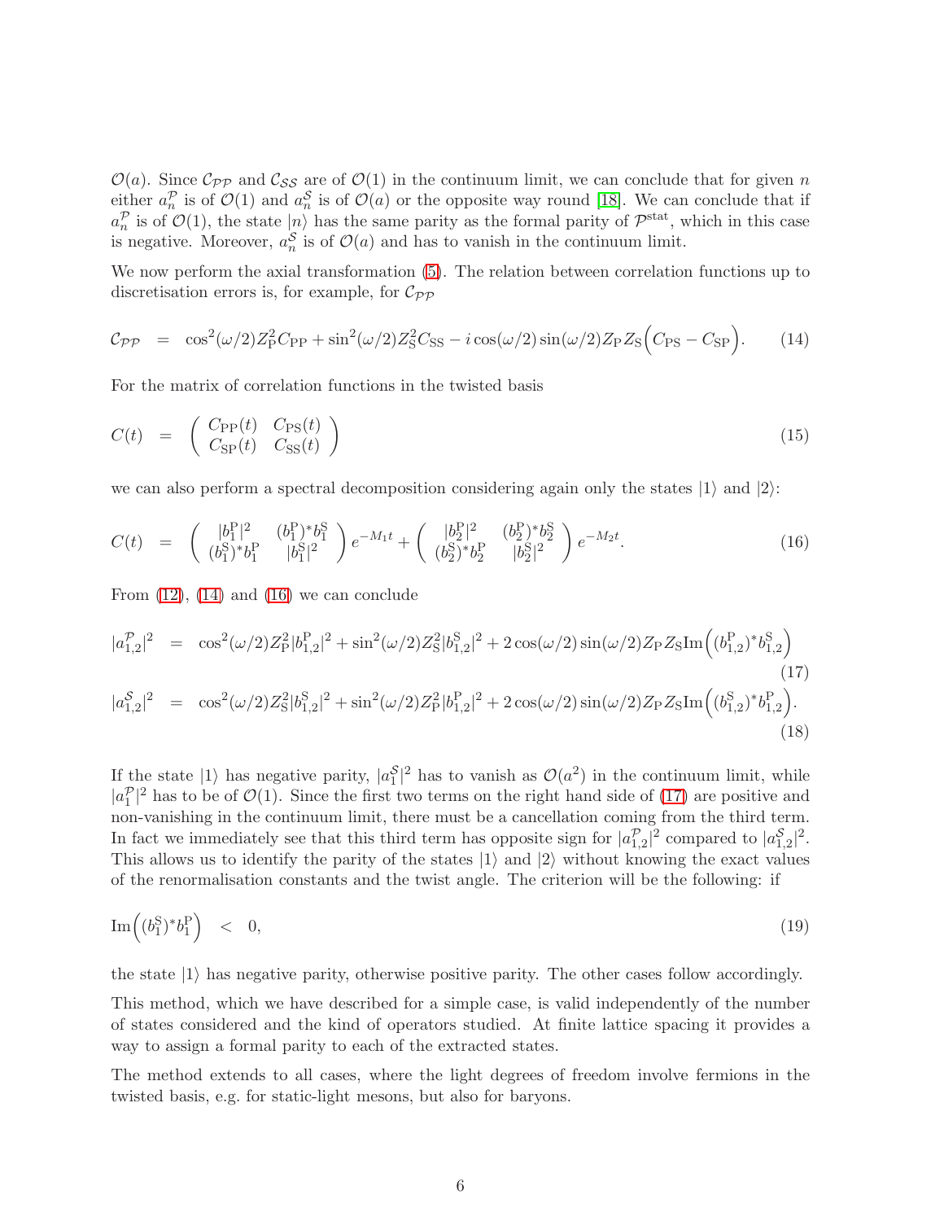$\mathcal{O}(a)$. Since $\mathcal{C}_{\mathcal{PP}}$ and $\mathcal{C}_{\mathcal{SS}}$ are of $\mathcal{O}(1)$ in the continuum limit, we can conclude that for given $n$ either $a_n^{\mathcal{P}}$ is of $\mathcal{O}(1)$ and $a_n^{\mathcal{S}}$ is of $\mathcal{O}(a)$ or the opposite way round [18]. We can conclude that if $a_n^{\mathcal{P}}$ is of $\mathcal{O}(1)$, the state $|n\rangle$ has the same parity as the formal parity of $\mathcal{P}^{\rm stat}$, which in this case is negative. Moreover, $a_n^{\mathcal{S}}$ is of $\mathcal{O}(a)$ and has to vanish in the continuum limit.

We now perform the axial transformation (5). The relation between correlation functions up to discretisation errors is, for example, for $\mathcal{C}_{\mathcal{PP}}$

$$\mathcal{C}_{\mathcal{PP}} = \cos^2(\omega/2) Z_{\rm P}^2 C_{\rm PP} + \sin^2(\omega/2) Z_{\rm S}^2 C_{\rm SS} - i \cos(\omega/2)\sin(\omega/2) Z_{\rm P} Z_{\rm S}\Big(C_{\rm PS} - C_{\rm SP}\Big). \tag{14}$$

For the matrix of correlation functions in the twisted basis

$$C(t) = \begin{pmatrix} C_{\rm PP}(t) & C_{\rm PS}(t) \\ C_{\rm SP}(t) & C_{\rm SS}(t) \end{pmatrix} \tag{15}$$

we can also perform a spectral decomposition considering again only the states $|1\rangle$ and $|2\rangle$:

$$C(t) = \begin{pmatrix} |b_1^{\rm P}|^2 & (b_1^{\rm P})^* b_1^{\rm S} \\ (b_1^{\rm S})^* b_1^{\rm P} & |b_1^{\rm S}|^2 \end{pmatrix} e^{-M_1 t} + \begin{pmatrix} |b_2^{\rm P}|^2 & (b_2^{\rm P})^* b_2^{\rm S} \\ (b_2^{\rm S})^* b_2^{\rm P} & |b_2^{\rm S}|^2 \end{pmatrix} e^{-M_2 t}. \tag{16}$$

From (12), (14) and (16) we can conclude

$$|a_{1,2}^{\mathcal{P}}|^2 = \cos^2(\omega/2) Z_{\rm P}^2 |b_{1,2}^{\rm P}|^2 + \sin^2(\omega/2) Z_{\rm S}^2 |b_{1,2}^{\rm S}|^2 + 2\cos(\omega/2)\sin(\omega/2) Z_{\rm P} Z_{\rm S} {\rm Im}\Big((b_{1,2}^{\rm P})^* b_{1,2}^{\rm S}\Big) \tag{17}$$

$$|a_{1,2}^{\mathcal{S}}|^2 = \cos^2(\omega/2) Z_{\rm S}^2 |b_{1,2}^{\rm S}|^2 + \sin^2(\omega/2) Z_{\rm P}^2 |b_{1,2}^{\rm P}|^2 + 2\cos(\omega/2)\sin(\omega/2) Z_{\rm P} Z_{\rm S} {\rm Im}\Big((b_{1,2}^{\rm S})^* b_{1,2}^{\rm P}\Big). \tag{18}$$

If the state $|1\rangle$ has negative parity, $|a_1^{\mathcal{S}}|^2$ has to vanish as $\mathcal{O}(a^2)$ in the continuum limit, while $|a_1^{\mathcal{P}}|^2$ has to be of $\mathcal{O}(1)$. Since the first two terms on the right hand side of (17) are positive and non-vanishing in the continuum limit, there must be a cancellation coming from the third term. In fact we immediately see that this third term has opposite sign for $|a_{1,2}^{\mathcal{P}}|^2$ compared to $|a_{1,2}^{\mathcal{S}}|^2$. This allows us to identify the parity of the states $|1\rangle$ and $|2\rangle$ without knowing the exact values of the renormalisation constants and the twist angle. The criterion will be the following: if

$${\rm Im}\Big((b_1^{\rm S})^* b_1^{\rm P}\Big) < 0, \tag{19}$$

the state $|1\rangle$ has negative parity, otherwise positive parity. The other cases follow accordingly.

This method, which we have described for a simple case, is valid independently of the number of states considered and the kind of operators studied. At finite lattice spacing it provides a way to assign a formal parity to each of the extracted states.

The method extends to all cases, where the light degrees of freedom involve fermions in the twisted basis, e.g. for static-light mesons, but also for baryons.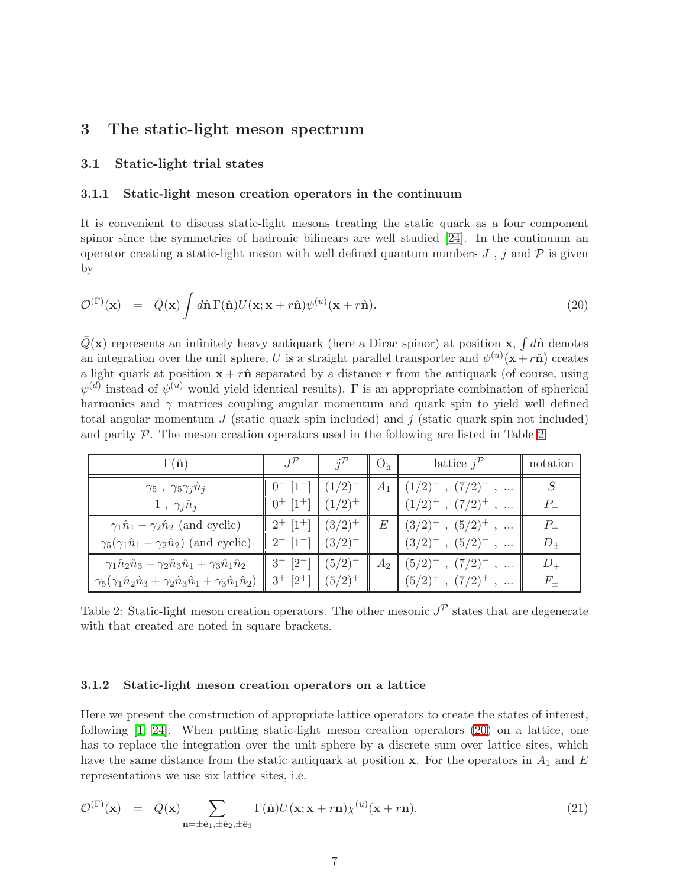## 3 The static-light meson spectrum

### 3.1 Static-light trial states

#### 3.1.1 Static-light meson creation operators in the continuum

It is convenient to discuss static-light mesons treating the static quark as a four component spinor since the symmetries of hadronic bilinears are well studied [24]. In the continuum an operator creating a static-light meson with well defined quantum numbers $J$ , $j$ and $\mathcal{P}$ is given by

$$\mathcal{O}^{(\Gamma)}(\mathbf{x}) \quad = \quad \bar{Q}(\mathbf{x}) \int d\hat{\mathbf{n}} \, \Gamma(\hat{\mathbf{n}}) U(\mathbf{x}; \mathbf{x} + r\hat{\mathbf{n}}) \psi^{(u)}(\mathbf{x} + r\hat{\mathbf{n}}). \tag{20}$$

$\bar{Q}(\mathbf{x})$ represents an infinitely heavy antiquark (here a Dirac spinor) at position $\mathbf{x}$, $\int d\hat{\mathbf{n}}$ denotes an integration over the unit sphere, $U$ is a straight parallel transporter and $\psi^{(u)}(\mathbf{x}+r\hat{\mathbf{n}})$ creates a light quark at position $\mathbf{x}+r\hat{\mathbf{n}}$ separated by a distance $r$ from the antiquark (of course, using $\psi^{(d)}$ instead of $\psi^{(u)}$ would yield identical results). $\Gamma$ is an appropriate combination of spherical harmonics and $\gamma$ matrices coupling angular momentum and quark spin to yield well defined total angular momentum $J$ (static quark spin included) and $j$ (static quark spin not included) and parity $\mathcal{P}$. The meson creation operators used in the following are listed in Table 2.

| $\Gamma(\hat{\mathbf{n}})$ | $J^{\mathcal{P}}$ | $j^{\mathcal{P}}$ | $\mathrm{O_h}$ | lattice $j^{\mathcal{P}}$ | notation |
|---|---|---|---|---|---|
| $\gamma_5$ , $\gamma_5\gamma_j\hat{n}_j$ | $0^-$ $[1^-]$ | $(1/2)^-$ | $A_1$ | $(1/2)^-$ , $(7/2)^-$ , ... | $S$ |
| $1$ , $\gamma_j\hat{n}_j$ | $0^+$ $[1^+]$ | $(1/2)^+$ | | $(1/2)^+$ , $(7/2)^+$ , ... | $P_-$ |
| $\gamma_1\hat{n}_1 - \gamma_2\hat{n}_2$ (and cyclic) | $2^+$ $[1^+]$ | $(3/2)^+$ | $E$ | $(3/2)^+$ , $(5/2)^+$ , ... | $P_+$ |
| $\gamma_5(\gamma_1\hat{n}_1 - \gamma_2\hat{n}_2)$ (and cyclic) | $2^-$ $[1^-]$ | $(3/2)^-$ | | $(3/2)^-$ , $(5/2)^-$ , ... | $D_\pm$ |
| $\gamma_1\hat{n}_2\hat{n}_3 + \gamma_2\hat{n}_3\hat{n}_1 + \gamma_3\hat{n}_1\hat{n}_2$ | $3^-$ $[2^-]$ | $(5/2)^-$ | $A_2$ | $(5/2)^-$ , $(7/2)^-$ , ... | $D_+$ |
| $\gamma_5(\gamma_1\hat{n}_2\hat{n}_3 + \gamma_2\hat{n}_3\hat{n}_1 + \gamma_3\hat{n}_1\hat{n}_2)$ | $3^+$ $[2^+]$ | $(5/2)^+$ | | $(5/2)^+$ , $(7/2)^+$ , ... | $F_\pm$ |

Table 2: Static-light meson creation operators. The other mesonic $J^{\mathcal{P}}$ states that are degenerate with that created are noted in square brackets.

#### 3.1.2 Static-light meson creation operators on a lattice

Here we present the construction of appropriate lattice operators to create the states of interest, following [1, 24]. When putting static-light meson creation operators (20) on a lattice, one has to replace the integration over the unit sphere by a discrete sum over lattice sites, which have the same distance from the static antiquark at position $\mathbf{x}$. For the operators in $A_1$ and $E$ representations we use six lattice sites, i.e.

$$\mathcal{O}^{(\Gamma)}(\mathbf{x}) \quad = \quad \bar{Q}(\mathbf{x}) \sum_{\mathbf{n}=\pm\hat{\mathbf{e}}_1,\pm\hat{\mathbf{e}}_2,\pm\hat{\mathbf{e}}_3} \Gamma(\hat{\mathbf{n}}) U(\mathbf{x}; \mathbf{x} + r\mathbf{n}) \chi^{(u)}(\mathbf{x} + r\mathbf{n}), \tag{21}$$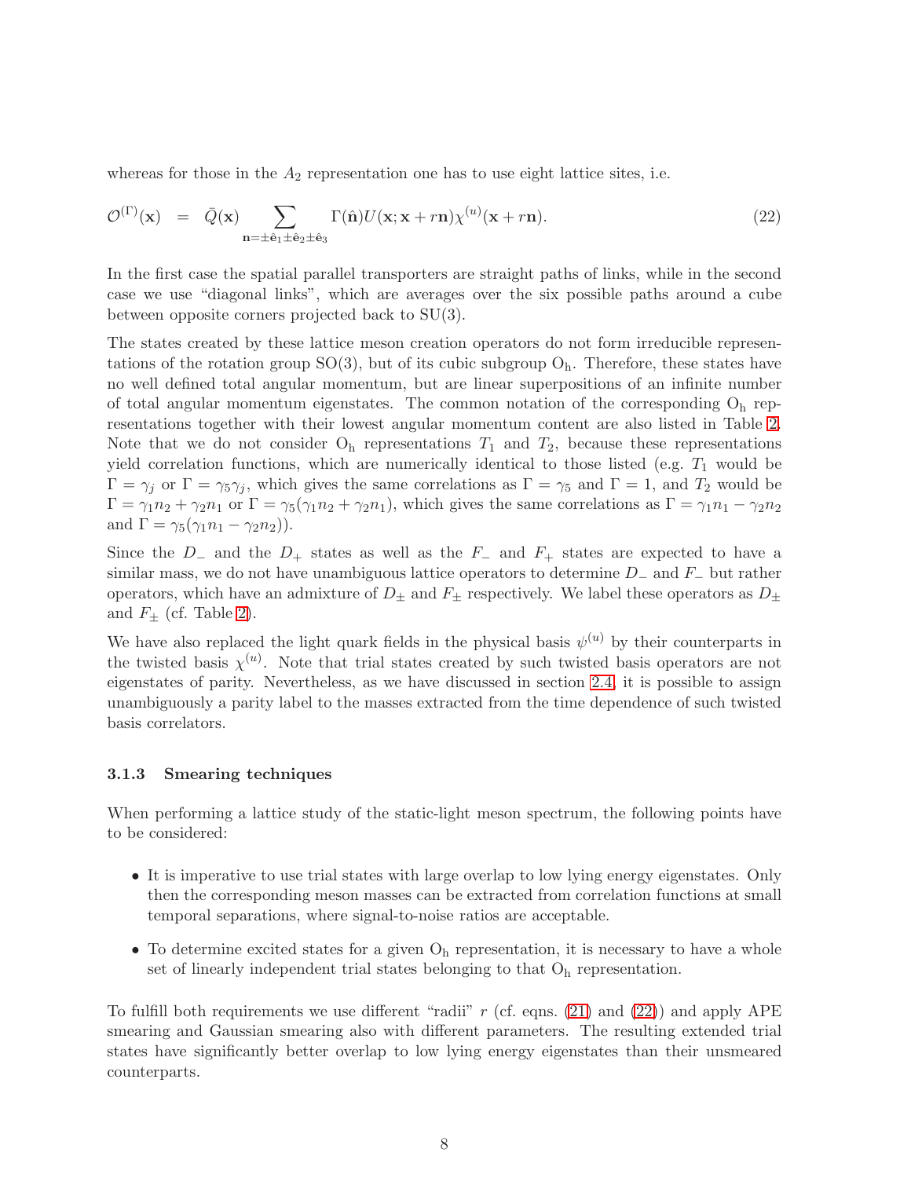whereas for those in the $A_2$ representation one has to use eight lattice sites, i.e.

$$\mathcal{O}^{(\Gamma)}(\mathbf{x}) \quad = \quad \bar{Q}(\mathbf{x}) \sum_{\mathbf{n}=\pm\hat{\mathbf{e}}_1\pm\hat{\mathbf{e}}_2\pm\hat{\mathbf{e}}_3} \Gamma(\hat{\mathbf{n}}) U(\mathbf{x};\mathbf{x}+r\mathbf{n}) \chi^{(u)}(\mathbf{x}+r\mathbf{n}). \tag{22}$$

In the first case the spatial parallel transporters are straight paths of links, while in the second case we use "diagonal links", which are averages over the six possible paths around a cube between opposite corners projected back to SU(3).

The states created by these lattice meson creation operators do not form irreducible representations of the rotation group SO(3), but of its cubic subgroup $\mathrm{O_h}$. Therefore, these states have no well defined total angular momentum, but are linear superpositions of an infinite number of total angular momentum eigenstates. The common notation of the corresponding $\mathrm{O_h}$ representations together with their lowest angular momentum content are also listed in Table 2. Note that we do not consider $\mathrm{O_h}$ representations $T_1$ and $T_2$, because these representations yield correlation functions, which are numerically identical to those listed (e.g. $T_1$ would be $\Gamma = \gamma_j$ or $\Gamma = \gamma_5\gamma_j$, which gives the same correlations as $\Gamma = \gamma_5$ and $\Gamma = 1$, and $T_2$ would be $\Gamma = \gamma_1 n_2 + \gamma_2 n_1$ or $\Gamma = \gamma_5(\gamma_1 n_2 + \gamma_2 n_1)$, which gives the same correlations as $\Gamma = \gamma_1 n_1 - \gamma_2 n_2$ and $\Gamma = \gamma_5(\gamma_1 n_1 - \gamma_2 n_2)$).

Since the $D_-$ and the $D_+$ states as well as the $F_-$ and $F_+$ states are expected to have a similar mass, we do not have unambiguous lattice operators to determine $D_-$ and $F_-$ but rather operators, which have an admixture of $D_\pm$ and $F_\pm$ respectively. We label these operators as $D_\pm$ and $F_\pm$ (cf. Table 2).

We have also replaced the light quark fields in the physical basis $\psi^{(u)}$ by their counterparts in the twisted basis $\chi^{(u)}$. Note that trial states created by such twisted basis operators are not eigenstates of parity. Nevertheless, as we have discussed in section 2.4, it is possible to assign unambiguously a parity label to the masses extracted from the time dependence of such twisted basis correlators.

### 3.1.3 Smearing techniques

When performing a lattice study of the static-light meson spectrum, the following points have to be considered:

- It is imperative to use trial states with large overlap to low lying energy eigenstates. Only then the corresponding meson masses can be extracted from correlation functions at small temporal separations, where signal-to-noise ratios are acceptable.
- To determine excited states for a given $\mathrm{O_h}$ representation, it is necessary to have a whole set of linearly independent trial states belonging to that $\mathrm{O_h}$ representation.

To fulfill both requirements we use different "radii" $r$ (cf. eqns. (21) and (22)) and apply APE smearing and Gaussian smearing also with different parameters. The resulting extended trial states have significantly better overlap to low lying energy eigenstates than their unsmeared counterparts.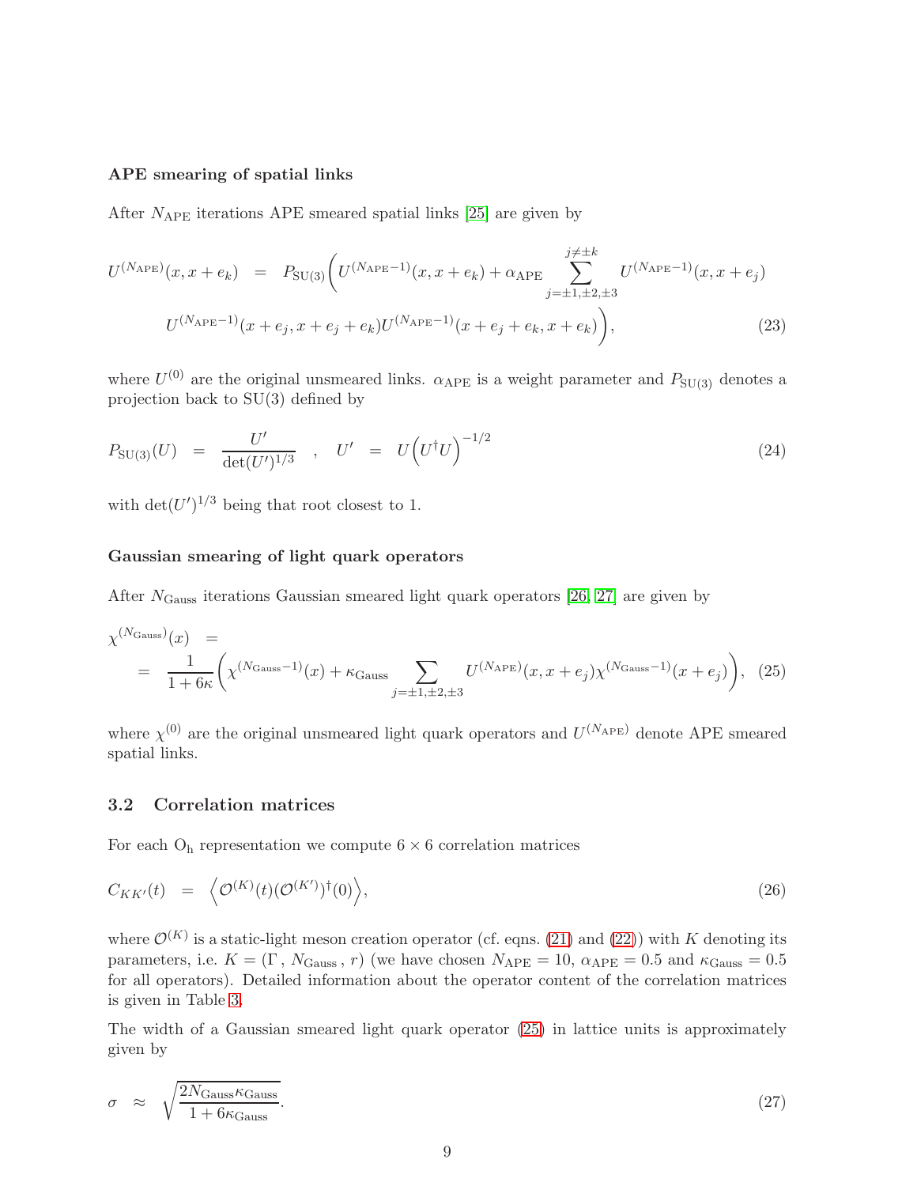**APE smearing of spatial links**

After $N_{\text{APE}}$ iterations APE smeared spatial links [25] are given by

$$
\begin{aligned}
U^{(N_{\text{APE}})}(x, x+e_k) \quad = \quad & P_{\text{SU(3)}}\bigg(U^{(N_{\text{APE}}-1)}(x, x+e_k) + \alpha_{\text{APE}} \sum_{j=\pm 1,\pm 2,\pm 3}^{j \neq \pm k} U^{(N_{\text{APE}}-1)}(x, x+e_j) \\
& U^{(N_{\text{APE}}-1)}(x+e_j, x+e_j+e_k) U^{(N_{\text{APE}}-1)}(x+e_j+e_k, x+e_k)\bigg),
\end{aligned} \tag{23}
$$

where $U^{(0)}$ are the original unsmeared links. $\alpha_{\text{APE}}$ is a weight parameter and $P_{\text{SU(3)}}$ denotes a projection back to SU(3) defined by

$$
P_{\text{SU(3)}}(U) \quad = \quad \frac{U'}{\det(U')^{1/3}} \quad , \quad U' \quad = \quad U\Big(U^\dagger U\Big)^{-1/2} \tag{24}
$$

with $\det(U')^{1/3}$ being that root closest to 1.

**Gaussian smearing of light quark operators**

After $N_{\text{Gauss}}$ iterations Gaussian smeared light quark operators [26, 27] are given by

$$
\begin{aligned}
\chi^{(N_{\text{Gauss}})}(x) \quad & = \\
\quad & = \quad \frac{1}{1+6\kappa}\bigg(\chi^{(N_{\text{Gauss}}-1)}(x) + \kappa_{\text{Gauss}} \sum_{j=\pm 1,\pm 2,\pm 3} U^{(N_{\text{APE}})}(x, x+e_j)\chi^{(N_{\text{Gauss}}-1)}(x+e_j)\bigg),
\end{aligned} \tag{25}
$$

where $\chi^{(0)}$ are the original unsmeared light quark operators and $U^{(N_{\text{APE}})}$ denote APE smeared spatial links.

## 3.2 Correlation matrices

For each $\text{O}_\text{h}$ representation we compute $6 \times 6$ correlation matrices

$$
C_{KK'}(t) \quad = \quad \Big\langle \mathcal{O}^{(K)}(t)(\mathcal{O}^{(K')})^\dagger(0)\Big\rangle, \tag{26}
$$

where $\mathcal{O}^{(K)}$ is a static-light meson creation operator (cf. eqns. (21) and (22)) with $K$ denoting its parameters, i.e. $K = (\Gamma\,,\, N_{\text{Gauss}}\,,\, r)$ (we have chosen $N_{\text{APE}} = 10$, $\alpha_{\text{APE}} = 0.5$ and $\kappa_{\text{Gauss}} = 0.5$ for all operators). Detailed information about the operator content of the correlation matrices is given in Table 3.

The width of a Gaussian smeared light quark operator (25) in lattice units is approximately given by

$$
\sigma \quad \approx \quad \sqrt{\frac{2N_{\text{Gauss}}\kappa_{\text{Gauss}}}{1+6\kappa_{\text{Gauss}}}}. \tag{27}
$$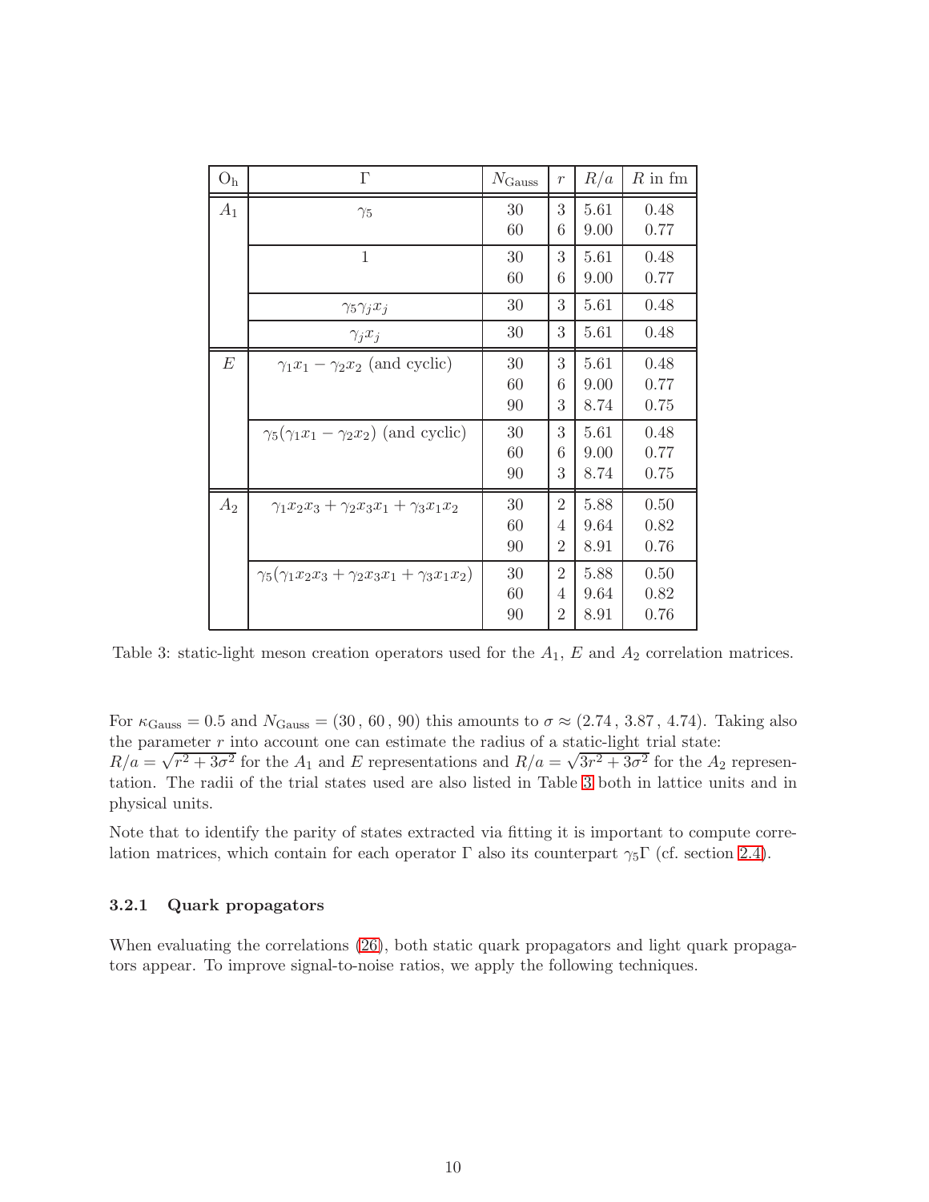| $O_h$ | $\Gamma$ | $N_{\text{Gauss}}$ | $r$ | $R/a$ | $R$ in fm |
|---|---|---|---|---|---|
| $A_1$ | $\gamma_5$ | 30 | 3 | 5.61 | 0.48 |
| | | 60 | 6 | 9.00 | 0.77 |
| | $1$ | 30 | 3 | 5.61 | 0.48 |
| | | 60 | 6 | 9.00 | 0.77 |
| | $\gamma_5 \gamma_j x_j$ | 30 | 3 | 5.61 | 0.48 |
| | $\gamma_j x_j$ | 30 | 3 | 5.61 | 0.48 |
| $E$ | $\gamma_1 x_1 - \gamma_2 x_2$ (and cyclic) | 30 | 3 | 5.61 | 0.48 |
| | | 60 | 6 | 9.00 | 0.77 |
| | | 90 | 3 | 8.74 | 0.75 |
| | $\gamma_5(\gamma_1 x_1 - \gamma_2 x_2)$ (and cyclic) | 30 | 3 | 5.61 | 0.48 |
| | | 60 | 6 | 9.00 | 0.77 |
| | | 90 | 3 | 8.74 | 0.75 |
| $A_2$ | $\gamma_1 x_2 x_3 + \gamma_2 x_3 x_1 + \gamma_3 x_1 x_2$ | 30 | 2 | 5.88 | 0.50 |
| | | 60 | 4 | 9.64 | 0.82 |
| | | 90 | 2 | 8.91 | 0.76 |
| | $\gamma_5(\gamma_1 x_2 x_3 + \gamma_2 x_3 x_1 + \gamma_3 x_1 x_2)$ | 30 | 2 | 5.88 | 0.50 |
| | | 60 | 4 | 9.64 | 0.82 |
| | | 90 | 2 | 8.91 | 0.76 |

Table 3: static-light meson creation operators used for the $A_1$, $E$ and $A_2$ correlation matrices.

For $\kappa_{\text{Gauss}} = 0.5$ and $N_{\text{Gauss}} = (30\,,\,60\,,\,90)$ this amounts to $\sigma \approx (2.74\,,\,3.87\,,\,4.74)$. Taking also the parameter $r$ into account one can estimate the radius of a static-light trial state: $R/a = \sqrt{r^2 + 3\sigma^2}$ for the $A_1$ and $E$ representations and $R/a = \sqrt{3r^2 + 3\sigma^2}$ for the $A_2$ representation. The radii of the trial states used are also listed in Table 3 both in lattice units and in physical units.

Note that to identify the parity of states extracted via fitting it is important to compute correlation matrices, which contain for each operator $\Gamma$ also its counterpart $\gamma_5 \Gamma$ (cf. section 2.4).

### 3.2.1 Quark propagators

When evaluating the correlations (26), both static quark propagators and light quark propagators appear. To improve signal-to-noise ratios, we apply the following techniques.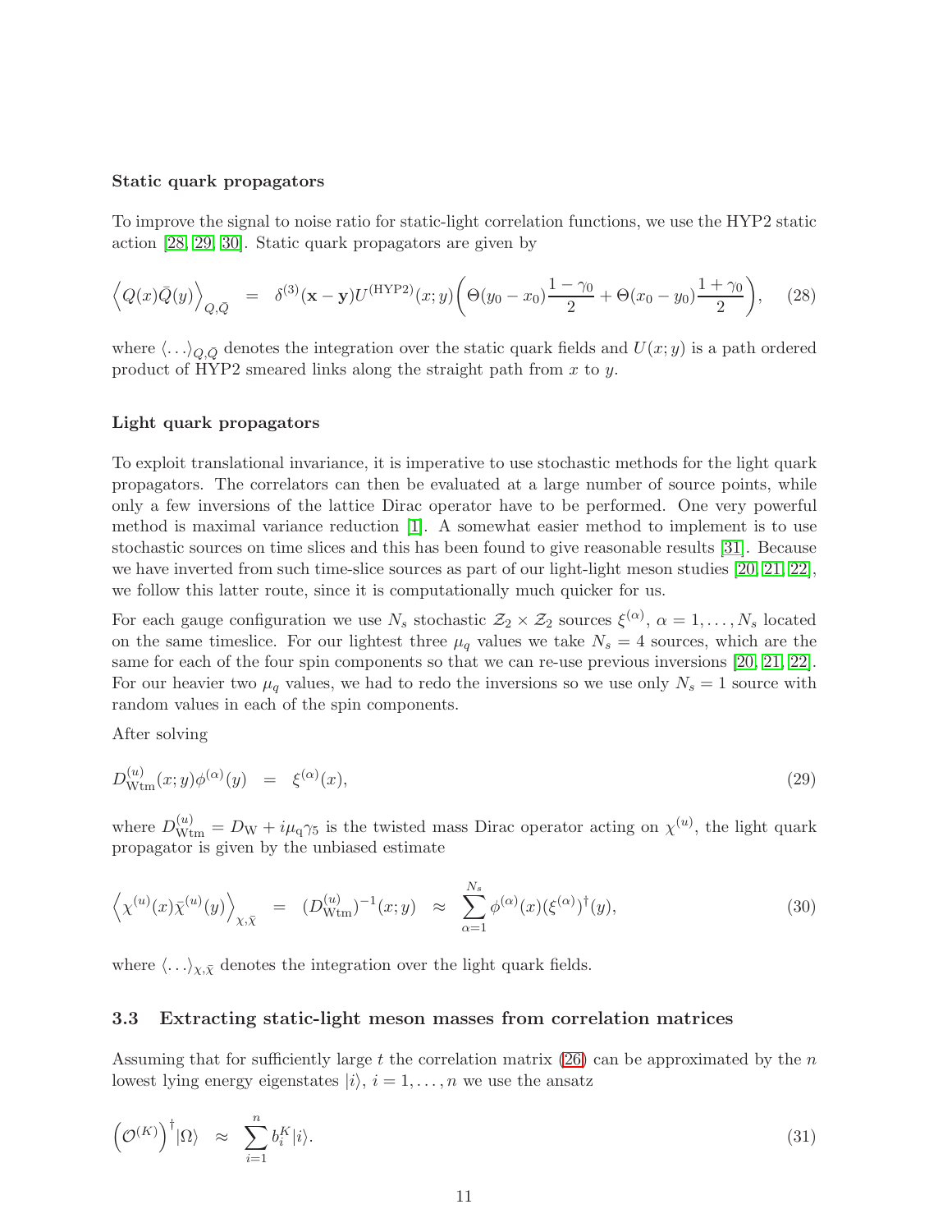**Static quark propagators**

To improve the signal to noise ratio for static-light correlation functions, we use the HYP2 static action [28, 29, 30]. Static quark propagators are given by

$$\Big\langle Q(x)\bar{Q}(y)\Big\rangle_{Q,\bar{Q}} \;\; = \;\; \delta^{(3)}(\mathbf{x}-\mathbf{y})U^{(\mathrm{HYP2})}(x;y)\bigg(\Theta(y_0-x_0)\frac{1-\gamma_0}{2}+\Theta(x_0-y_0)\frac{1+\gamma_0}{2}\bigg), \quad (28)$$

where $\langle\ldots\rangle_{Q,\bar{Q}}$ denotes the integration over the static quark fields and $U(x;y)$ is a path ordered product of HYP2 smeared links along the straight path from $x$ to $y$.

**Light quark propagators**

To exploit translational invariance, it is imperative to use stochastic methods for the light quark propagators. The correlators can then be evaluated at a large number of source points, while only a few inversions of the lattice Dirac operator have to be performed. One very powerful method is maximal variance reduction [1]. A somewhat easier method to implement is to use stochastic sources on time slices and this has been found to give reasonable results [31]. Because we have inverted from such time-slice sources as part of our light-light meson studies [20, 21, 22], we follow this latter route, since it is computationally much quicker for us.

For each gauge configuration we use $N_s$ stochastic $\mathcal{Z}_2\times\mathcal{Z}_2$ sources $\xi^{(\alpha)}$, $\alpha=1,\ldots,N_s$ located on the same timeslice. For our lightest three $\mu_q$ values we take $N_s=4$ sources, which are the same for each of the four spin components so that we can re-use previous inversions [20, 21, 22]. For our heavier two $\mu_q$ values, we had to redo the inversions so we use only $N_s=1$ source with random values in each of the spin components.

After solving

$$D^{(u)}_{\mathrm{Wtm}}(x;y)\phi^{(\alpha)}(y) \;\; = \;\; \xi^{(\alpha)}(x), \quad (29)$$

where $D^{(u)}_{\mathrm{Wtm}}=D_{\mathrm{W}}+i\mu_{\mathrm{q}}\gamma_5$ is the twisted mass Dirac operator acting on $\chi^{(u)}$, the light quark propagator is given by the unbiased estimate

$$\Big\langle \chi^{(u)}(x)\bar{\chi}^{(u)}(y)\Big\rangle_{\chi,\bar{\chi}} \;\; = \;\; (D^{(u)}_{\mathrm{Wtm}})^{-1}(x;y) \;\; \approx \;\; \sum_{\alpha=1}^{N_s}\phi^{(\alpha)}(x)(\xi^{(\alpha)})^{\dagger}(y), \quad (30)$$

where $\langle\ldots\rangle_{\chi,\bar{\chi}}$ denotes the integration over the light quark fields.

## 3.3 Extracting static-light meson masses from correlation matrices

Assuming that for sufficiently large $t$ the correlation matrix (26) can be approximated by the $n$ lowest lying energy eigenstates $|i\rangle$, $i=1,\ldots,n$ we use the ansatz

$$\Big(\mathcal{O}^{(K)}\Big)^{\dagger}|\Omega\rangle \;\; \approx \;\; \sum_{i=1}^{n}b_i^K|i\rangle. \quad (31)$$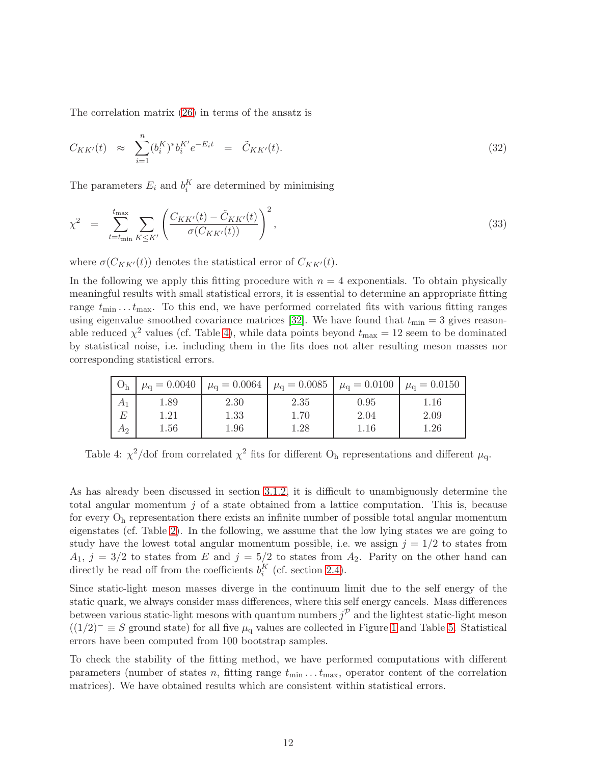The correlation matrix (26) in terms of the ansatz is

$$C_{KK'}(t) \approx \sum_{i=1}^{n} (b_i^K)^* b_i^{K'} e^{-E_i t} = \tilde{C}_{KK'}(t). \tag{32}$$

The parameters $E_i$ and $b_i^K$ are determined by minimising

$$\chi^2 = \sum_{t=t_{\mathrm{min}}}^{t_{\mathrm{max}}} \sum_{K \leq K'} \left( \frac{C_{KK'}(t) - \tilde{C}_{KK'}(t)}{\sigma(C_{KK'}(t))} \right)^2 , \tag{33}$$

where $\sigma(C_{KK'}(t))$ denotes the statistical error of $C_{KK'}(t)$.

In the following we apply this fitting procedure with $n = 4$ exponentials. To obtain physically meaningful results with small statistical errors, it is essential to determine an appropriate fitting range $t_{\mathrm{min}} \ldots t_{\mathrm{max}}$. To this end, we have performed correlated fits with various fitting ranges using eigenvalue smoothed covariance matrices [32]. We have found that $t_{\mathrm{min}} = 3$ gives reasonable reduced $\chi^2$ values (cf. Table 4), while data points beyond $t_{\mathrm{max}} = 12$ seem to be dominated by statistical noise, i.e. including them in the fits does not alter resulting meson masses nor corresponding statistical errors.

| $\mathrm{O_h}$ | $\mu_\mathrm{q} = 0.0040$ | $\mu_\mathrm{q} = 0.0064$ | $\mu_\mathrm{q} = 0.0085$ | $\mu_\mathrm{q} = 0.0100$ | $\mu_\mathrm{q} = 0.0150$ |
|---|---|---|---|---|---|
| $A_1$ | 1.89 | 2.30 | 2.35 | 0.95 | 1.16 |
| $E$ | 1.21 | 1.33 | 1.70 | 2.04 | 2.09 |
| $A_2$ | 1.56 | 1.96 | 1.28 | 1.16 | 1.26 |

Table 4: $\chi^2/\mathrm{dof}$ from correlated $\chi^2$ fits for different $\mathrm{O_h}$ representations and different $\mu_\mathrm{q}$.

As has already been discussed in section 3.1.2, it is difficult to unambiguously determine the total angular momentum $j$ of a state obtained from a lattice computation. This is, because for every $\mathrm{O_h}$ representation there exists an infinite number of possible total angular momentum eigenstates (cf. Table 2). In the following, we assume that the low lying states we are going to study have the lowest total angular momentum possible, i.e. we assign $j = 1/2$ to states from $A_1$, $j = 3/2$ to states from $E$ and $j = 5/2$ to states from $A_2$. Parity on the other hand can directly be read off from the coefficients $b_i^K$ (cf. section 2.4).

Since static-light meson masses diverge in the continuum limit due to the self energy of the static quark, we always consider mass differences, where this self energy cancels. Mass differences between various static-light mesons with quantum numbers $j^\mathcal{P}$ and the lightest static-light meson ($(1/2)^- \equiv S$ ground state) for all five $\mu_\mathrm{q}$ values are collected in Figure 1 and Table 5. Statistical errors have been computed from 100 bootstrap samples.

To check the stability of the fitting method, we have performed computations with different parameters (number of states $n$, fitting range $t_{\mathrm{min}} \ldots t_{\mathrm{max}}$, operator content of the correlation matrices). We have obtained results which are consistent within statistical errors.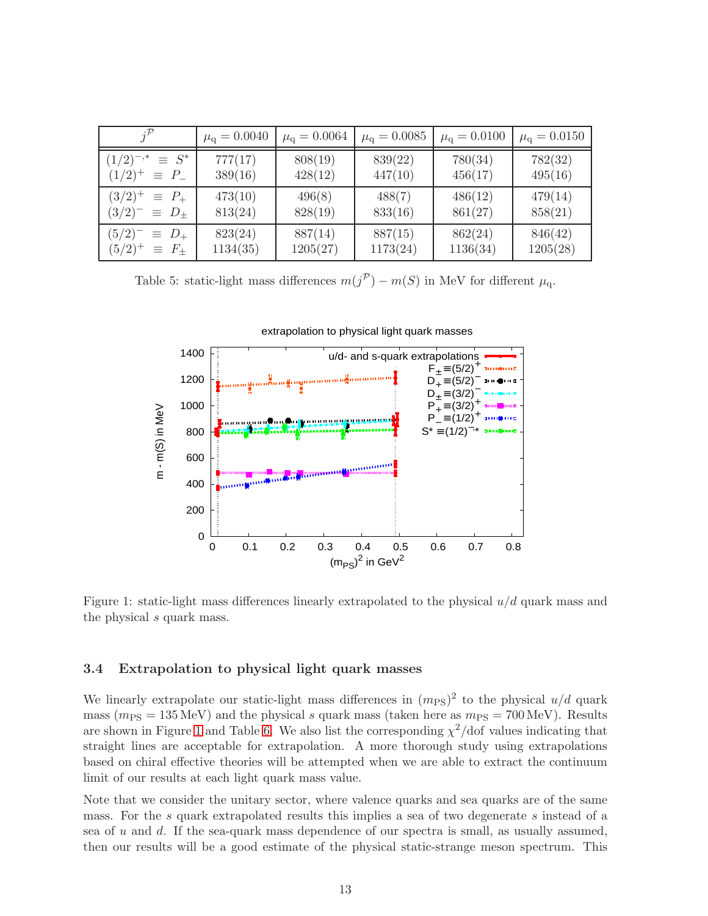| $j^{\mathcal{P}}$ | $\mu_q = 0.0040$ | $\mu_q = 0.0064$ | $\mu_q = 0.0085$ | $\mu_q = 0.0100$ | $\mu_q = 0.0150$ |
|---|---|---|---|---|---|
| $(1/2)^{-,*} \equiv S^*$ | 777(17) | 808(19) | 839(22) | 780(34) | 782(32) |
| $(1/2)^+ \equiv P_-$ | 389(16) | 428(12) | 447(10) | 456(17) | 495(16) |
| $(3/2)^+ \equiv P_+$ | 473(10) | 496(8) | 488(7) | 486(12) | 479(14) |
| $(3/2)^- \equiv D_\pm$ | 813(24) | 828(19) | 833(16) | 861(27) | 858(21) |
| $(5/2)^- \equiv D_+$ | 823(24) | 887(14) | 887(15) | 862(24) | 846(42) |
| $(5/2)^+ \equiv F_\pm$ | 1134(35) | 1205(27) | 1173(24) | 1136(34) | 1205(28) |

Table 5: static-light mass differences $m(j^{\mathcal{P}}) - m(S)$ in MeV for different $\mu_q$.

Figure 1: static-light mass differences linearly extrapolated to the physical $u/d$ quark mass and the physical $s$ quark mass.

### 3.4 Extrapolation to physical light quark masses

We linearly extrapolate our static-light mass differences in $(m_{\mathrm{PS}})^2$ to the physical $u/d$ quark mass ($m_{\mathrm{PS}} = 135\,\mathrm{MeV}$) and the physical $s$ quark mass (taken here as $m_{\mathrm{PS}} = 700\,\mathrm{MeV}$). Results are shown in Figure 1 and Table 6. We also list the corresponding $\chi^2/\mathrm{dof}$ values indicating that straight lines are acceptable for extrapolation. A more thorough study using extrapolations based on chiral effective theories will be attempted when we are able to extract the continuum limit of our results at each light quark mass value.

Note that we consider the unitary sector, where valence quarks and sea quarks are of the same mass. For the $s$ quark extrapolated results this implies a sea of two degenerate $s$ instead of a sea of $u$ and $d$. If the sea-quark mass dependence of our spectra is small, as usually assumed, then our results will be a good estimate of the physical static-strange meson spectrum. This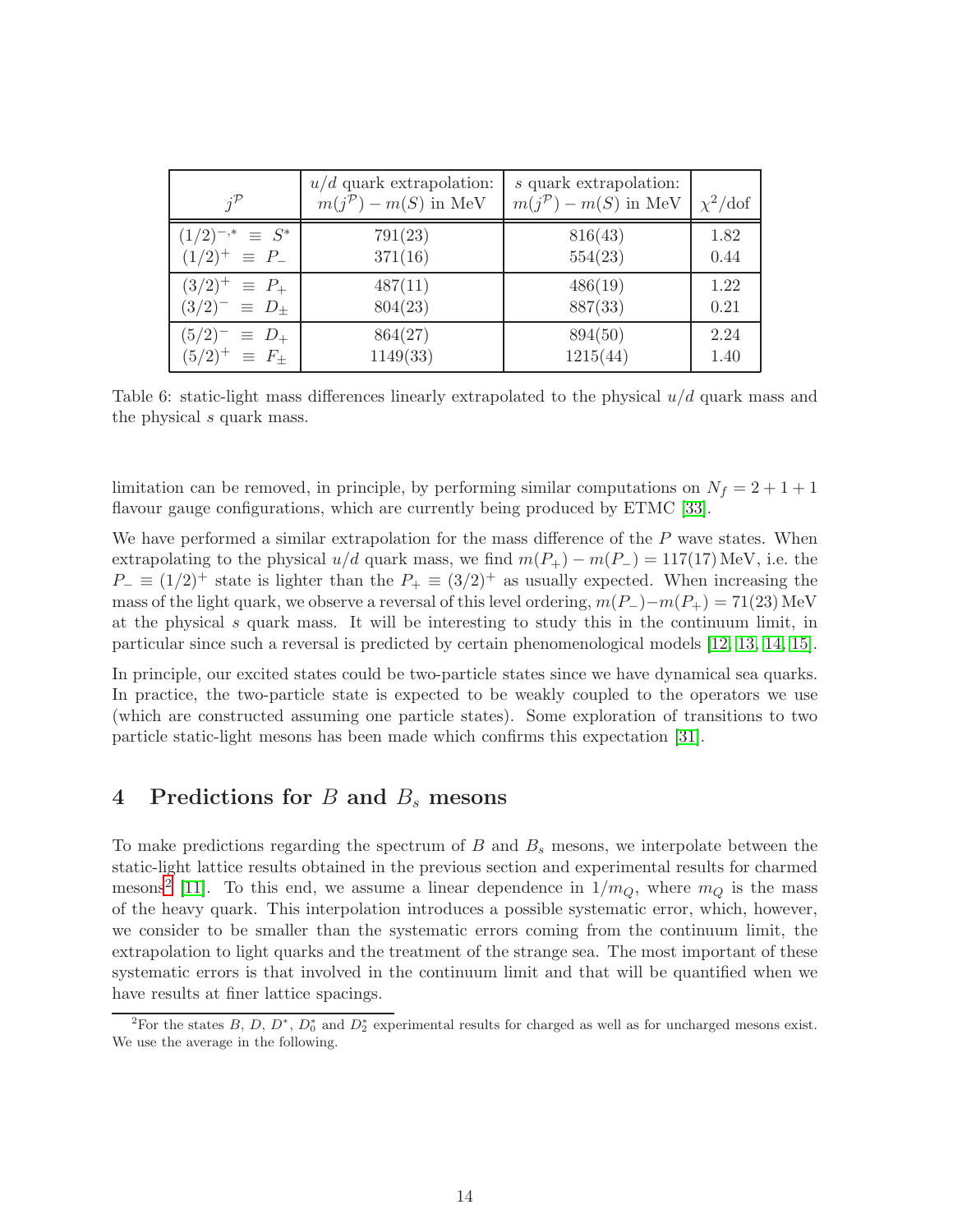| $j^{\mathcal{P}}$ | $u/d$ quark extrapolation: $m(j^{\mathcal{P}}) - m(S)$ in MeV | $s$ quark extrapolation: $m(j^{\mathcal{P}}) - m(S)$ in MeV | $\chi^2/\text{dof}$ |
|---|---|---|---|
| $(1/2)^{-,*} \equiv S^*$ | 791(23) | 816(43) | 1.82 |
| $(1/2)^+ \equiv P_-$ | 371(16) | 554(23) | 0.44 |
| $(3/2)^+ \equiv P_+$ | 487(11) | 486(19) | 1.22 |
| $(3/2)^- \equiv D_\pm$ | 804(23) | 887(33) | 0.21 |
| $(5/2)^- \equiv D_+$ | 864(27) | 894(50) | 2.24 |
| $(5/2)^+ \equiv F_\pm$ | 1149(33) | 1215(44) | 1.40 |

Table 6: static-light mass differences linearly extrapolated to the physical $u/d$ quark mass and the physical $s$ quark mass.

limitation can be removed, in principle, by performing similar computations on $N_f = 2+1+1$ flavour gauge configurations, which are currently being produced by ETMC [33].

We have performed a similar extrapolation for the mass difference of the $P$ wave states. When extrapolating to the physical $u/d$ quark mass, we find $m(P_+) - m(P_-) = 117(17)\,\text{MeV}$, i.e. the $P_- \equiv (1/2)^+$ state is lighter than the $P_+ \equiv (3/2)^+$ as usually expected. When increasing the mass of the light quark, we observe a reversal of this level ordering, $m(P_-) - m(P_+) = 71(23)\,\text{MeV}$ at the physical $s$ quark mass. It will be interesting to study this in the continuum limit, in particular since such a reversal is predicted by certain phenomenological models [12, 13, 14, 15].

In principle, our excited states could be two-particle states since we have dynamical sea quarks. In practice, the two-particle state is expected to be weakly coupled to the operators we use (which are constructed assuming one particle states). Some exploration of transitions to two particle static-light mesons has been made which confirms this expectation [31].

# 4 Predictions for $B$ and $B_s$ mesons

To make predictions regarding the spectrum of $B$ and $B_s$ mesons, we interpolate between the static-light lattice results obtained in the previous section and experimental results for charmed mesons[2] [11]. To this end, we assume a linear dependence in $1/m_Q$, where $m_Q$ is the mass of the heavy quark. This interpolation introduces a possible systematic error, which, however, we consider to be smaller than the systematic errors coming from the continuum limit, the extrapolation to light quarks and the treatment of the strange sea. The most important of these systematic errors is that involved in the continuum limit and that will be quantified when we have results at finer lattice spacings.

[2] For the states $B$, $D$, $D^*$, $D_0^*$ and $D_2^*$ experimental results for charged as well as for uncharged mesons exist. We use the average in the following.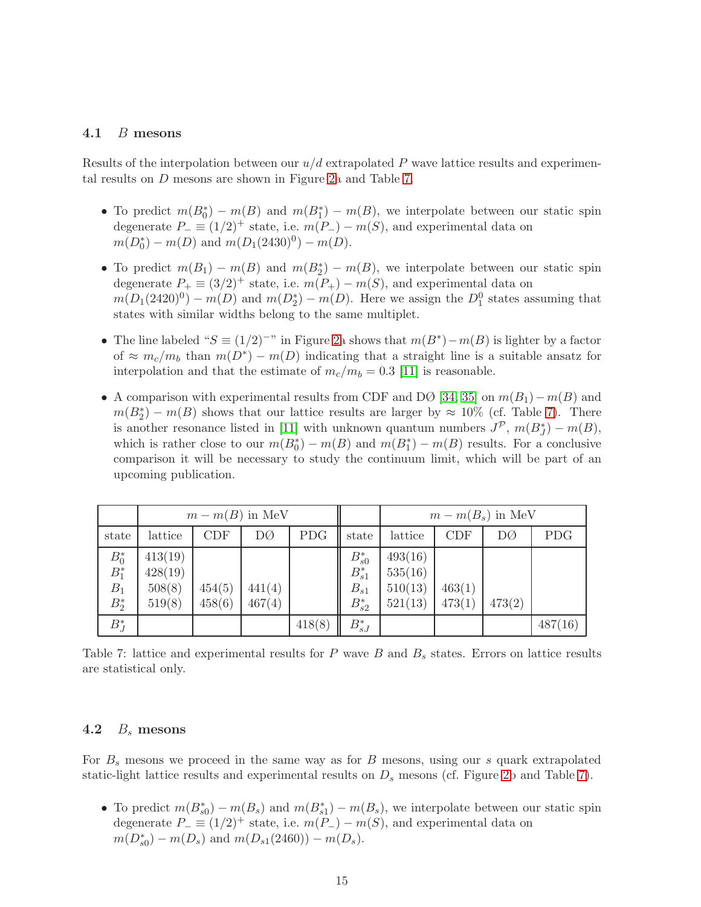### 4.1 $B$ mesons

Results of the interpolation between our $u/d$ extrapolated $P$ wave lattice results and experimental results on $D$ mesons are shown in Figure 2a and Table 7.

- To predict $m(B_0^*) - m(B)$ and $m(B_1^*) - m(B)$, we interpolate between our static spin degenerate $P_- \equiv (1/2)^+$ state, i.e. $m(P_-) - m(S)$, and experimental data on $m(D_0^*) - m(D)$ and $m(D_1(2430)^0) - m(D)$.
- To predict $m(B_1) - m(B)$ and $m(B_2^*) - m(B)$, we interpolate between our static spin degenerate $P_+ \equiv (3/2)^+$ state, i.e. $m(P_+) - m(S)$, and experimental data on $m(D_1(2420)^0) - m(D)$ and $m(D_2^*) - m(D)$. Here we assign the $D_1^0$ states assuming that states with similar widths belong to the same multiplet.
- The line labeled "$S \equiv (1/2)^-$" in Figure 2a shows that $m(B^*) - m(B)$ is lighter by a factor of $\approx m_c/m_b$ than $m(D^*) - m(D)$ indicating that a straight line is a suitable ansatz for interpolation and that the estimate of $m_c/m_b = 0.3$ [11] is reasonable.
- A comparison with experimental results from CDF and DØ [34, 35] on $m(B_1) - m(B)$ and $m(B_2^*) - m(B)$ shows that our lattice results are larger by $\approx 10\%$ (cf. Table 7). There is another resonance listed in [11] with unknown quantum numbers $J^{\mathcal{P}}$, $m(B_J^*) - m(B)$, which is rather close to our $m(B_0^*) - m(B)$ and $m(B_1^*) - m(B)$ results. For a conclusive comparison it will be necessary to study the continuum limit, which will be part of an upcoming publication.

| | $m - m(B)$ in MeV | | | | | $m - m(B_s)$ in MeV | | | |
|---|---|---|---|---|---|---|---|---|---|
| state | lattice | CDF | DØ | PDG | state | lattice | CDF | DØ | PDG |
| $B_0^*$ | 413(19) | | | | $B_{s0}^*$ | 493(16) | | | |
| $B_1^*$ | 428(19) | | | | $B_{s1}^*$ | 535(16) | | | |
| $B_1$ | 508(8) | 454(5) | 441(4) | | $B_{s1}$ | 510(13) | 463(1) | | |
| $B_2^*$ | 519(8) | 458(6) | 467(4) | | $B_{s2}^*$ | 521(13) | 473(1) | 473(2) | |
| $B_J^*$ | | | | 418(8) | $B_{sJ}^*$ | | | | 487(16) |

Table 7: lattice and experimental results for $P$ wave $B$ and $B_s$ states. Errors on lattice results are statistical only.

### 4.2 $B_s$ mesons

For $B_s$ mesons we proceed in the same way as for $B$ mesons, using our $s$ quark extrapolated static-light lattice results and experimental results on $D_s$ mesons (cf. Figure 2b and Table 7).

- To predict $m(B_{s0}^*) - m(B_s)$ and $m(B_{s1}^*) - m(B_s)$, we interpolate between our static spin degenerate $P_- \equiv (1/2)^+$ state, i.e. $m(P_-) - m(S)$, and experimental data on $m(D_{s0}^*) - m(D_s)$ and $m(D_{s1}(2460)) - m(D_s)$.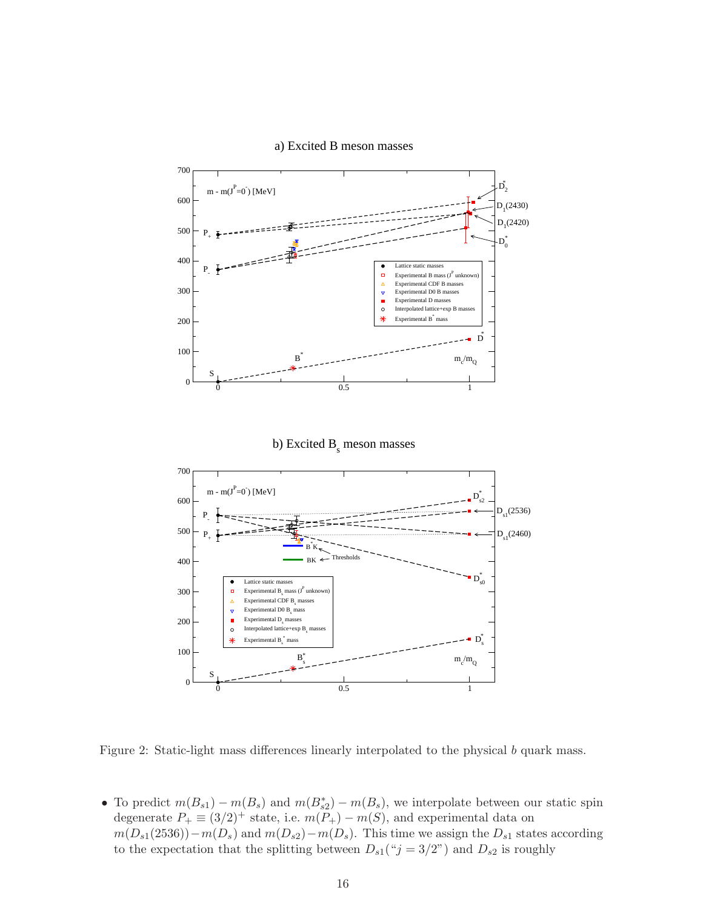a) Excited B meson masses

b) Excited $B_s$ meson masses

Figure 2: Static-light mass differences linearly interpolated to the physical $b$ quark mass.

- To predict $m(B_{s1}) - m(B_s)$ and $m(B^*_{s2}) - m(B_s)$, we interpolate between our static spin degenerate $P_+ \equiv (3/2)^+$ state, i.e. $m(P_+) - m(S)$, and experimental data on $m(D_{s1}(2536)) - m(D_s)$ and $m(D_{s2}) - m(D_s)$. This time we assign the $D_{s1}$ states according to the expectation that the splitting between $D_{s1}$("$j = 3/2$") and $D_{s2}$ is roughly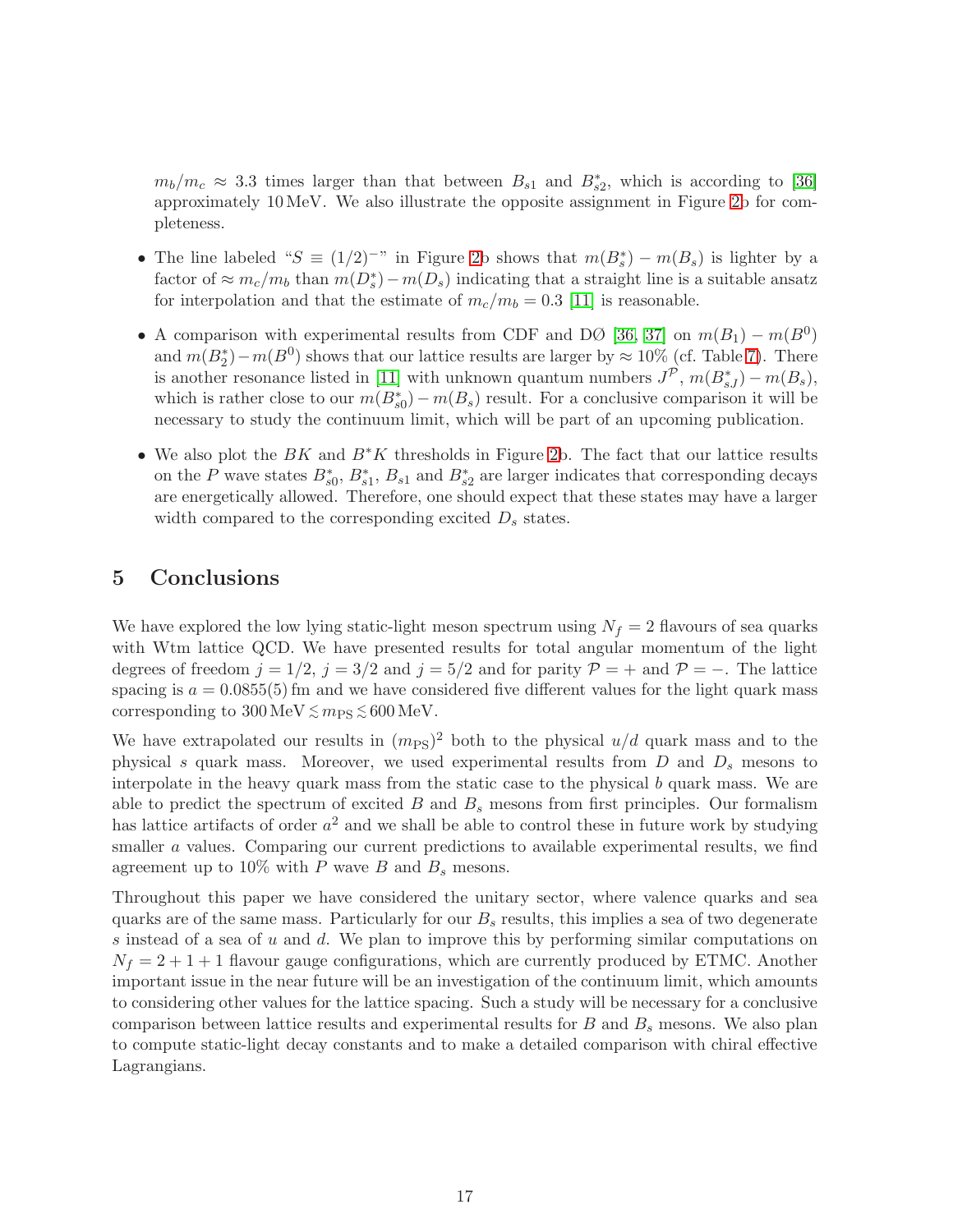$m_b/m_c \approx 3.3$ times larger than that between $B_{s1}$ and $B^*_{s2}$, which is according to [36] approximately 10 MeV. We also illustrate the opposite assignment in Figure 2b for completeness.

- The line labeled "$S \equiv (1/2)^-$" in Figure 2b shows that $m(B^*_s) - m(B_s)$ is lighter by a factor of $\approx m_c/m_b$ than $m(D^*_s) - m(D_s)$ indicating that a straight line is a suitable ansatz for interpolation and that the estimate of $m_c/m_b = 0.3$ [11] is reasonable.

- A comparison with experimental results from CDF and DØ [36, 37] on $m(B_1) - m(B^0)$ and $m(B^*_2) - m(B^0)$ shows that our lattice results are larger by $\approx 10\%$ (cf. Table 7). There is another resonance listed in [11] with unknown quantum numbers $J^\mathcal{P}$, $m(B^*_{sJ}) - m(B_s)$, which is rather close to our $m(B^*_{s0}) - m(B_s)$ result. For a conclusive comparison it will be necessary to study the continuum limit, which will be part of an upcoming publication.

- We also plot the $BK$ and $B^*K$ thresholds in Figure 2b. The fact that our lattice results on the $P$ wave states $B^*_{s0}$, $B^*_{s1}$, $B_{s1}$ and $B^*_{s2}$ are larger indicates that corresponding decays are energetically allowed. Therefore, one should expect that these states may have a larger width compared to the corresponding excited $D_s$ states.

# 5 Conclusions

We have explored the low lying static-light meson spectrum using $N_f = 2$ flavours of sea quarks with Wtm lattice QCD. We have presented results for total angular momentum of the light degrees of freedom $j = 1/2$, $j = 3/2$ and $j = 5/2$ and for parity $\mathcal{P} = +$ and $\mathcal{P} = -$. The lattice spacing is $a = 0.0855(5)$ fm and we have considered five different values for the light quark mass corresponding to $300\,\text{MeV} \lesssim m_\text{PS} \lesssim 600\,\text{MeV}$.

We have extrapolated our results in $(m_\text{PS})^2$ both to the physical $u/d$ quark mass and to the physical $s$ quark mass. Moreover, we used experimental results from $D$ and $D_s$ mesons to interpolate in the heavy quark mass from the static case to the physical $b$ quark mass. We are able to predict the spectrum of excited $B$ and $B_s$ mesons from first principles. Our formalism has lattice artifacts of order $a^2$ and we shall be able to control these in future work by studying smaller $a$ values. Comparing our current predictions to available experimental results, we find agreement up to 10% with $P$ wave $B$ and $B_s$ mesons.

Throughout this paper we have considered the unitary sector, where valence quarks and sea quarks are of the same mass. Particularly for our $B_s$ results, this implies a sea of two degenerate $s$ instead of a sea of $u$ and $d$. We plan to improve this by performing similar computations on $N_f = 2 + 1 + 1$ flavour gauge configurations, which are currently produced by ETMC. Another important issue in the near future will be an investigation of the continuum limit, which amounts to considering other values for the lattice spacing. Such a study will be necessary for a conclusive comparison between lattice results and experimental results for $B$ and $B_s$ mesons. We also plan to compute static-light decay constants and to make a detailed comparison with chiral effective Lagrangians.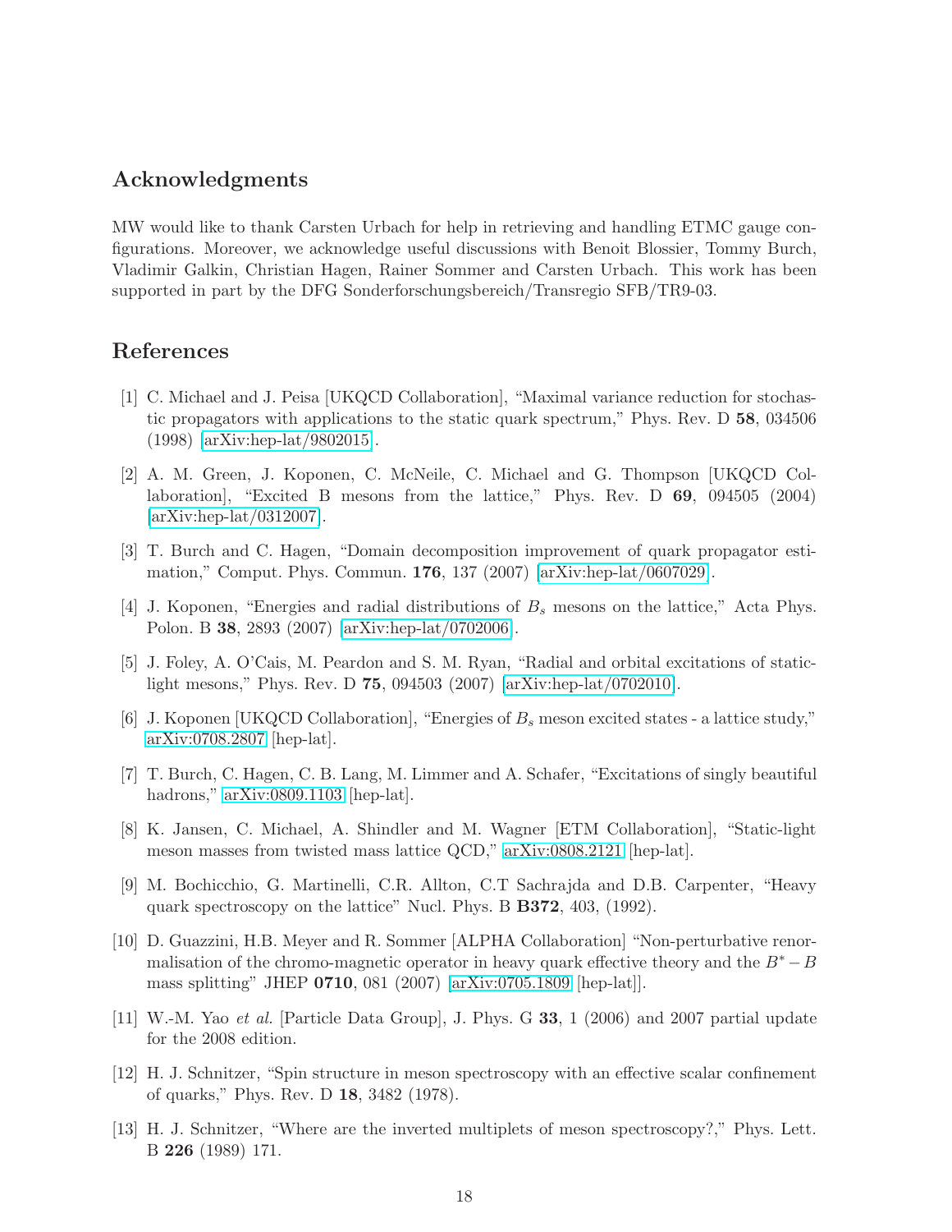## Acknowledgments

MW would like to thank Carsten Urbach for help in retrieving and handling ETMC gauge configurations. Moreover, we acknowledge useful discussions with Benoit Blossier, Tommy Burch, Vladimir Galkin, Christian Hagen, Rainer Sommer and Carsten Urbach. This work has been supported in part by the DFG Sonderforschungsbereich/Transregio SFB/TR9-03.

## References

[1] C. Michael and J. Peisa [UKQCD Collaboration], "Maximal variance reduction for stochastic propagators with applications to the static quark spectrum," Phys. Rev. D **58**, 034506 (1998) [arXiv:hep-lat/9802015].

[2] A. M. Green, J. Koponen, C. McNeile, C. Michael and G. Thompson [UKQCD Collaboration], "Excited B mesons from the lattice," Phys. Rev. D **69**, 094505 (2004) [arXiv:hep-lat/0312007].

[3] T. Burch and C. Hagen, "Domain decomposition improvement of quark propagator estimation," Comput. Phys. Commun. **176**, 137 (2007) [arXiv:hep-lat/0607029].

[4] J. Koponen, "Energies and radial distributions of $B_s$ mesons on the lattice," Acta Phys. Polon. B **38**, 2893 (2007) [arXiv:hep-lat/0702006].

[5] J. Foley, A. O'Cais, M. Peardon and S. M. Ryan, "Radial and orbital excitations of static-light mesons," Phys. Rev. D **75**, 094503 (2007) [arXiv:hep-lat/0702010].

[6] J. Koponen [UKQCD Collaboration], "Energies of $B_s$ meson excited states - a lattice study," arXiv:0708.2807 [hep-lat].

[7] T. Burch, C. Hagen, C. B. Lang, M. Limmer and A. Schafer, "Excitations of singly beautiful hadrons," arXiv:0809.1103 [hep-lat].

[8] K. Jansen, C. Michael, A. Shindler and M. Wagner [ETM Collaboration], "Static-light meson masses from twisted mass lattice QCD," arXiv:0808.2121 [hep-lat].

[9] M. Bochicchio, G. Martinelli, C.R. Allton, C.T Sachrajda and D.B. Carpenter, "Heavy quark spectroscopy on the lattice" Nucl. Phys. B **B372**, 403, (1992).

[10] D. Guazzini, H.B. Meyer and R. Sommer [ALPHA Collaboration] "Non-perturbative renormalisation of the chromo-magnetic operator in heavy quark effective theory and the $B^* - B$ mass splitting" JHEP **0710**, 081 (2007) [arXiv:0705.1809 [hep-lat]].

[11] W.-M. Yao *et al.* [Particle Data Group], J. Phys. G **33**, 1 (2006) and 2007 partial update for the 2008 edition.

[12] H. J. Schnitzer, "Spin structure in meson spectroscopy with an effective scalar confinement of quarks," Phys. Rev. D **18**, 3482 (1978).

[13] H. J. Schnitzer, "Where are the inverted multiplets of meson spectroscopy?," Phys. Lett. B **226** (1989) 171.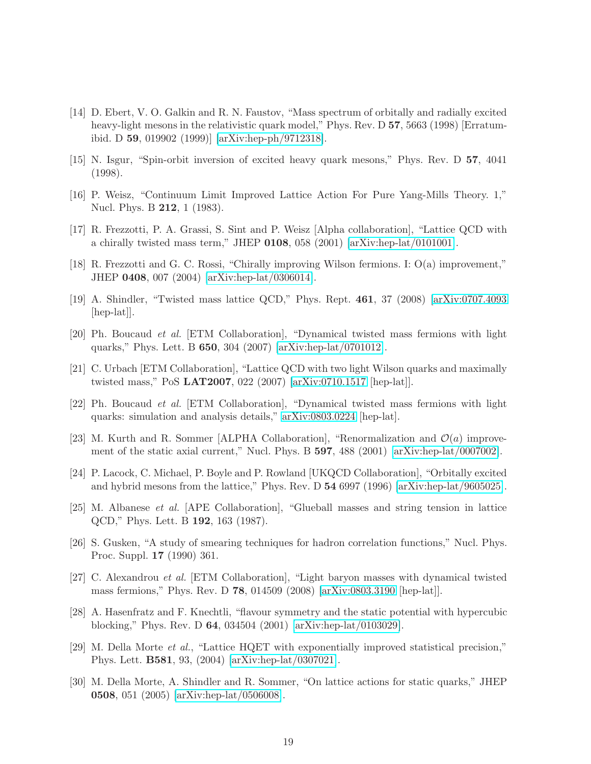[14] D. Ebert, V. O. Galkin and R. N. Faustov, “Mass spectrum of orbitally and radially excited heavy-light mesons in the relativistic quark model,” Phys. Rev. D **57**, 5663 (1998) [Erratum-ibid. D **59**, 019902 (1999)] [arXiv:hep-ph/9712318].

[15] N. Isgur, “Spin-orbit inversion of excited heavy quark mesons,” Phys. Rev. D **57**, 4041 (1998).

[16] P. Weisz, “Continuum Limit Improved Lattice Action For Pure Yang-Mills Theory. 1,” Nucl. Phys. B **212**, 1 (1983).

[17] R. Frezzotti, P. A. Grassi, S. Sint and P. Weisz [Alpha collaboration], “Lattice QCD with a chirally twisted mass term,” JHEP **0108**, 058 (2001) [arXiv:hep-lat/0101001].

[18] R. Frezzotti and G. C. Rossi, “Chirally improving Wilson fermions. I: O(a) improvement,” JHEP **0408**, 007 (2004) [arXiv:hep-lat/0306014].

[19] A. Shindler, “Twisted mass lattice QCD,” Phys. Rept. **461**, 37 (2008) [arXiv:0707.4093 [hep-lat]].

[20] Ph. Boucaud *et al.* [ETM Collaboration], “Dynamical twisted mass fermions with light quarks,” Phys. Lett. B **650**, 304 (2007) [arXiv:hep-lat/0701012].

[21] C. Urbach [ETM Collaboration], “Lattice QCD with two light Wilson quarks and maximally twisted mass,” PoS **LAT2007**, 022 (2007) [arXiv:0710.1517 [hep-lat]].

[22] Ph. Boucaud *et al.* [ETM Collaboration], “Dynamical twisted mass fermions with light quarks: simulation and analysis details,” arXiv:0803.0224 [hep-lat].

[23] M. Kurth and R. Sommer [ALPHA Collaboration], “Renormalization and $\mathcal{O}(a)$ improvement of the static axial current,” Nucl. Phys. B **597**, 488 (2001) [arXiv:hep-lat/0007002].

[24] P. Lacock, C. Michael, P. Boyle and P. Rowland [UKQCD Collaboration], “Orbitally excited and hybrid mesons from the lattice,” Phys. Rev. D **54** 6997 (1996) [arXiv:hep-lat/9605025].

[25] M. Albanese *et al.* [APE Collaboration], “Glueball masses and string tension in lattice QCD,” Phys. Lett. B **192**, 163 (1987).

[26] S. Gusken, “A study of smearing techniques for hadron correlation functions,” Nucl. Phys. Proc. Suppl. **17** (1990) 361.

[27] C. Alexandrou *et al.* [ETM Collaboration], “Light baryon masses with dynamical twisted mass fermions,” Phys. Rev. D **78**, 014509 (2008) [arXiv:0803.3190 [hep-lat]].

[28] A. Hasenfratz and F. Knechtli, “flavour symmetry and the static potential with hypercubic blocking,” Phys. Rev. D **64**, 034504 (2001) [arXiv:hep-lat/0103029].

[29] M. Della Morte *et al.*, “Lattice HQET with exponentially improved statistical precision,” Phys. Lett. **B581**, 93, (2004) [arXiv:hep-lat/0307021].

[30] M. Della Morte, A. Shindler and R. Sommer, “On lattice actions for static quarks,” JHEP **0508**, 051 (2005) [arXiv:hep-lat/0506008].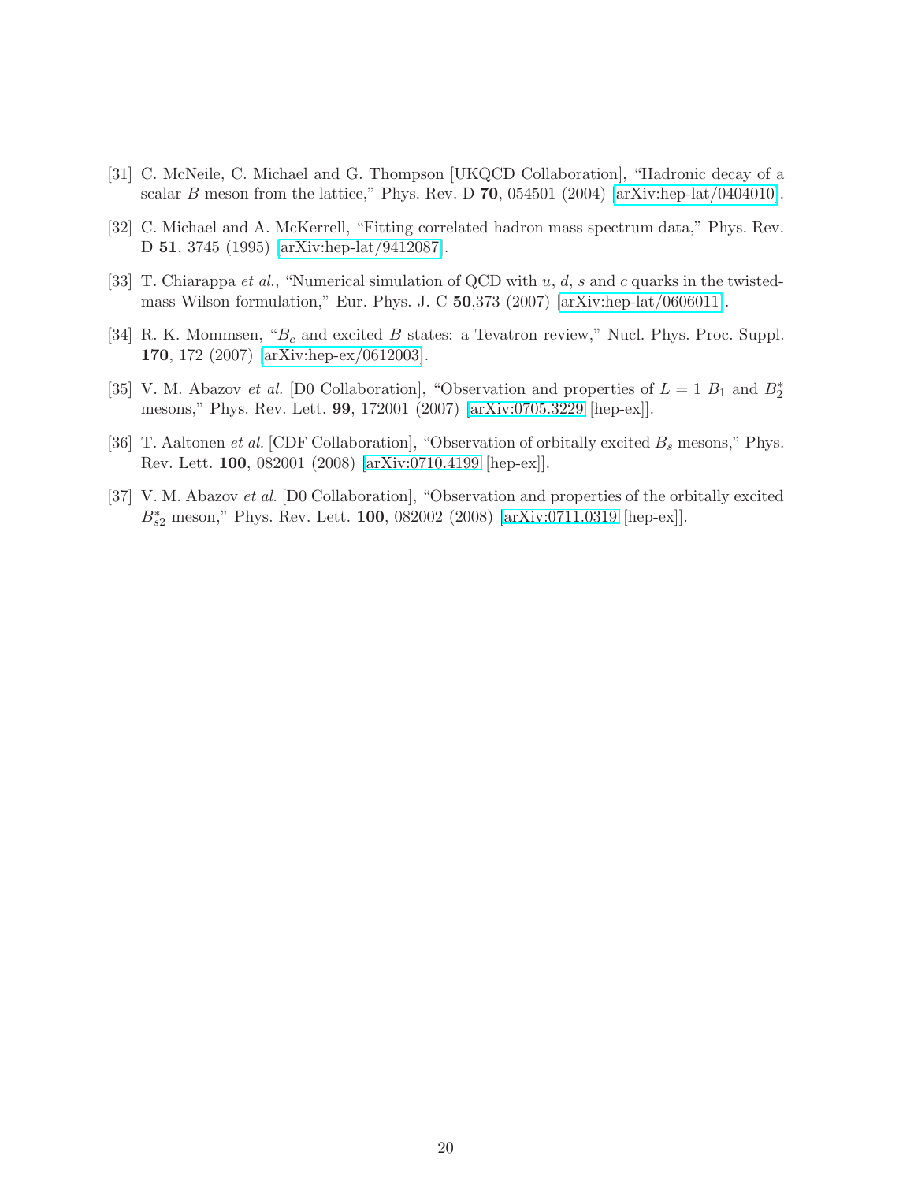[31] C. McNeile, C. Michael and G. Thompson [UKQCD Collaboration], "Hadronic decay of a scalar $B$ meson from the lattice," Phys. Rev. D **70**, 054501 (2004) [arXiv:hep-lat/0404010].

[32] C. Michael and A. McKerrell, "Fitting correlated hadron mass spectrum data," Phys. Rev. D **51**, 3745 (1995) [arXiv:hep-lat/9412087].

[33] T. Chiarappa *et al.*, "Numerical simulation of QCD with $u$, $d$, $s$ and $c$ quarks in the twisted-mass Wilson formulation," Eur. Phys. J. C **50**,373 (2007) [arXiv:hep-lat/0606011].

[34] R. K. Mommsen, "$B_c$ and excited $B$ states: a Tevatron review," Nucl. Phys. Proc. Suppl. **170**, 172 (2007) [arXiv:hep-ex/0612003].

[35] V. M. Abazov *et al.* [D0 Collaboration], "Observation and properties of $L = 1$ $B_1$ and $B_2^*$ mesons," Phys. Rev. Lett. **99**, 172001 (2007) [arXiv:0705.3229 [hep-ex]].

[36] T. Aaltonen *et al.* [CDF Collaboration], "Observation of orbitally excited $B_s$ mesons," Phys. Rev. Lett. **100**, 082001 (2008) [arXiv:0710.4199 [hep-ex]].

[37] V. M. Abazov *et al.* [D0 Collaboration], "Observation and properties of the orbitally excited $B_{s2}^*$ meson," Phys. Rev. Lett. **100**, 082002 (2008) [arXiv:0711.0319 [hep-ex]].